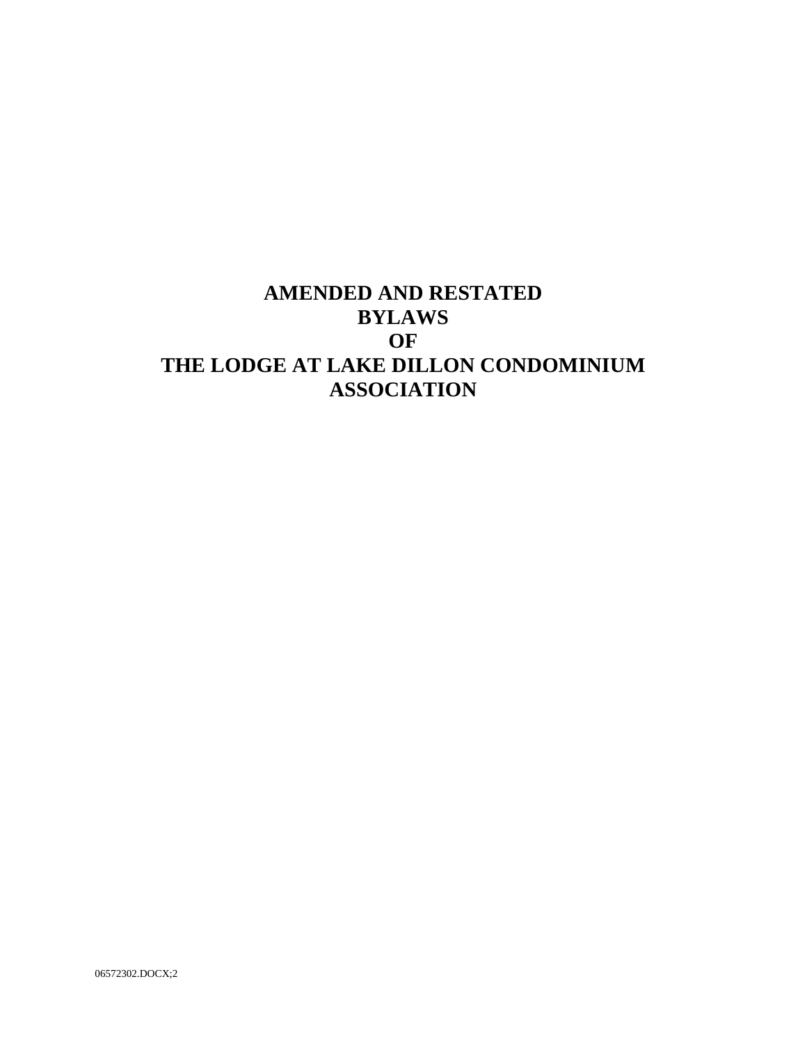# AMENDED AND RESTATED BYLAWS OF THE LODGE AT LAKE DILLON CONDOMINIUM ASSOCIATION

06572302.DOCX;2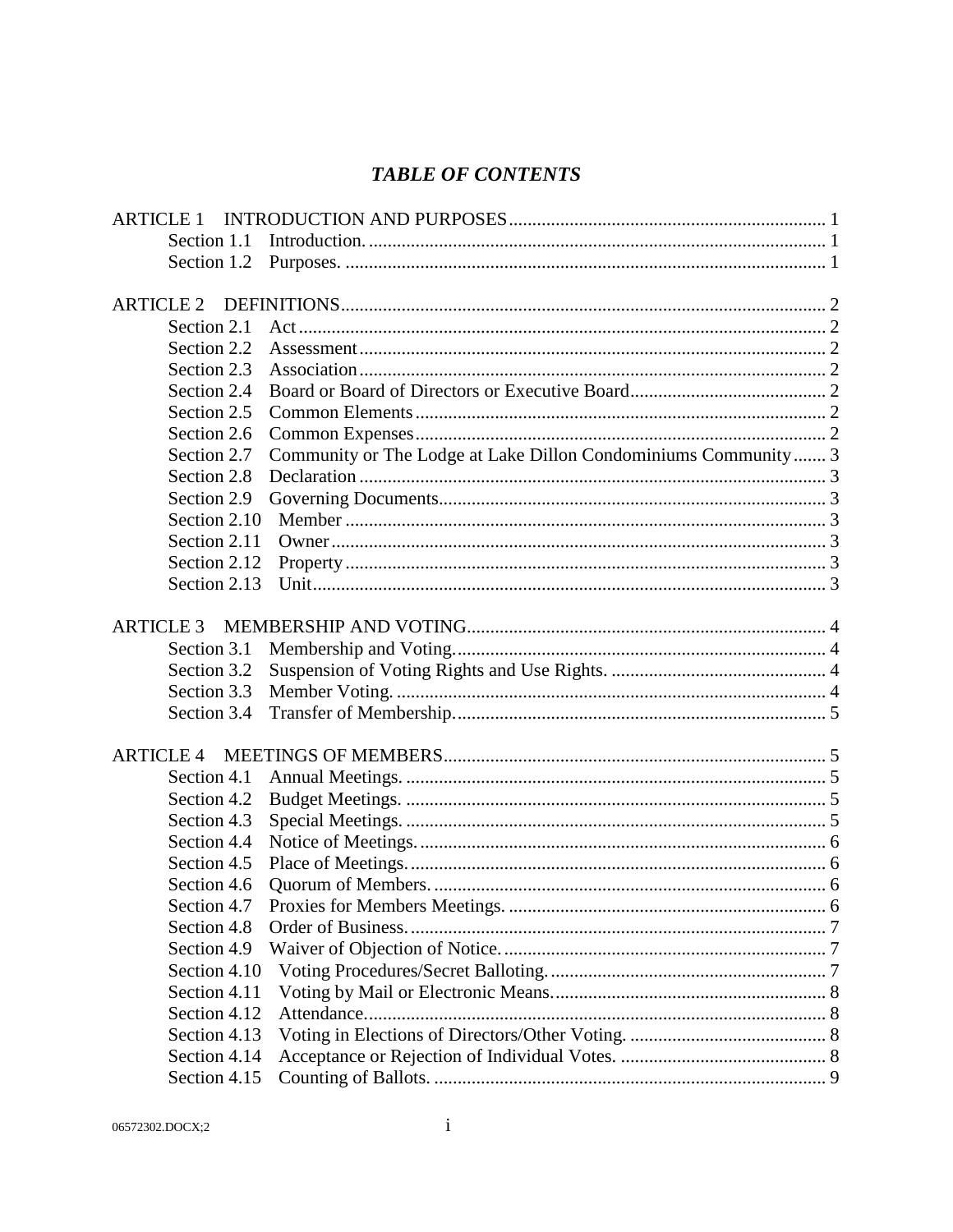# *TABLE OF CONTENTS*

ARTICLE 1 INTRODUCTION AND PURPOSES .......... 1
- Section 1.1 Introduction. .......... 1
- Section 1.2 Purposes. .......... 1

ARTICLE 2 DEFINITIONS .......... 2
- Section 2.1 Act .......... 2
- Section 2.2 Assessment .......... 2
- Section 2.3 Association .......... 2
- Section 2.4 Board or Board of Directors or Executive Board .......... 2
- Section 2.5 Common Elements .......... 2
- Section 2.6 Common Expenses .......... 2
- Section 2.7 Community or The Lodge at Lake Dillon Condominiums Community .......... 3
- Section 2.8 Declaration .......... 3
- Section 2.9 Governing Documents .......... 3
- Section 2.10 Member .......... 3
- Section 2.11 Owner .......... 3
- Section 2.12 Property .......... 3
- Section 2.13 Unit .......... 3

ARTICLE 3 MEMBERSHIP AND VOTING .......... 4
- Section 3.1 Membership and Voting. .......... 4
- Section 3.2 Suspension of Voting Rights and Use Rights. .......... 4
- Section 3.3 Member Voting. .......... 4
- Section 3.4 Transfer of Membership. .......... 5

ARTICLE 4 MEETINGS OF MEMBERS .......... 5
- Section 4.1 Annual Meetings. .......... 5
- Section 4.2 Budget Meetings. .......... 5
- Section 4.3 Special Meetings. .......... 5
- Section 4.4 Notice of Meetings. .......... 6
- Section 4.5 Place of Meetings. .......... 6
- Section 4.6 Quorum of Members. .......... 6
- Section 4.7 Proxies for Members Meetings. .......... 6
- Section 4.8 Order of Business. .......... 7
- Section 4.9 Waiver of Objection of Notice. .......... 7
- Section 4.10 Voting Procedures/Secret Balloting. .......... 7
- Section 4.11 Voting by Mail or Electronic Means. .......... 8
- Section 4.12 Attendance. .......... 8
- Section 4.13 Voting in Elections of Directors/Other Voting. .......... 8
- Section 4.14 Acceptance or Rejection of Individual Votes. .......... 8
- Section 4.15 Counting of Ballots. .......... 9

06572302.DOCX;2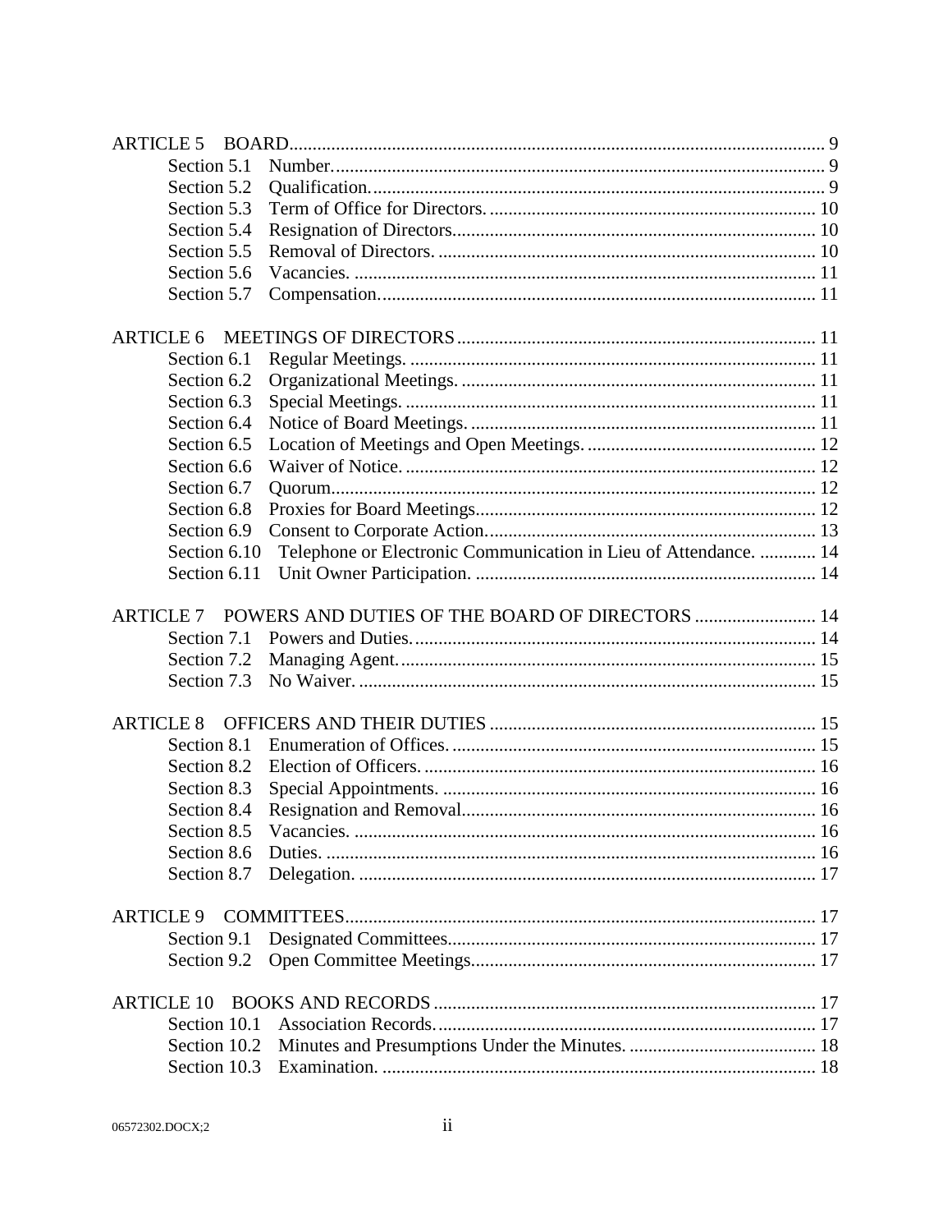ARTICLE 5 BOARD ........ 9

Section 5.1 Number. ........ 9
Section 5.2 Qualification. ........ 9
Section 5.3 Term of Office for Directors. ........ 10
Section 5.4 Resignation of Directors. ........ 10
Section 5.5 Removal of Directors. ........ 10
Section 5.6 Vacancies. ........ 11
Section 5.7 Compensation. ........ 11

ARTICLE 6 MEETINGS OF DIRECTORS ........ 11

Section 6.1 Regular Meetings. ........ 11
Section 6.2 Organizational Meetings. ........ 11
Section 6.3 Special Meetings. ........ 11
Section 6.4 Notice of Board Meetings. ........ 11
Section 6.5 Location of Meetings and Open Meetings. ........ 12
Section 6.6 Waiver of Notice. ........ 12
Section 6.7 Quorum. ........ 12
Section 6.8 Proxies for Board Meetings. ........ 12
Section 6.9 Consent to Corporate Action. ........ 13
Section 6.10 Telephone or Electronic Communication in Lieu of Attendance. ........ 14
Section 6.11 Unit Owner Participation. ........ 14

ARTICLE 7 POWERS AND DUTIES OF THE BOARD OF DIRECTORS ........ 14

Section 7.1 Powers and Duties. ........ 14
Section 7.2 Managing Agent. ........ 15
Section 7.3 No Waiver. ........ 15

ARTICLE 8 OFFICERS AND THEIR DUTIES ........ 15

Section 8.1 Enumeration of Offices. ........ 15
Section 8.2 Election of Officers. ........ 16
Section 8.3 Special Appointments. ........ 16
Section 8.4 Resignation and Removal. ........ 16
Section 8.5 Vacancies. ........ 16
Section 8.6 Duties. ........ 16
Section 8.7 Delegation. ........ 17

ARTICLE 9 COMMITTEES ........ 17

Section 9.1 Designated Committees. ........ 17
Section 9.2 Open Committee Meetings. ........ 17

ARTICLE 10 BOOKS AND RECORDS ........ 17

Section 10.1 Association Records. ........ 17
Section 10.2 Minutes and Presumptions Under the Minutes. ........ 18
Section 10.3 Examination. ........ 18

06572302.DOCX;2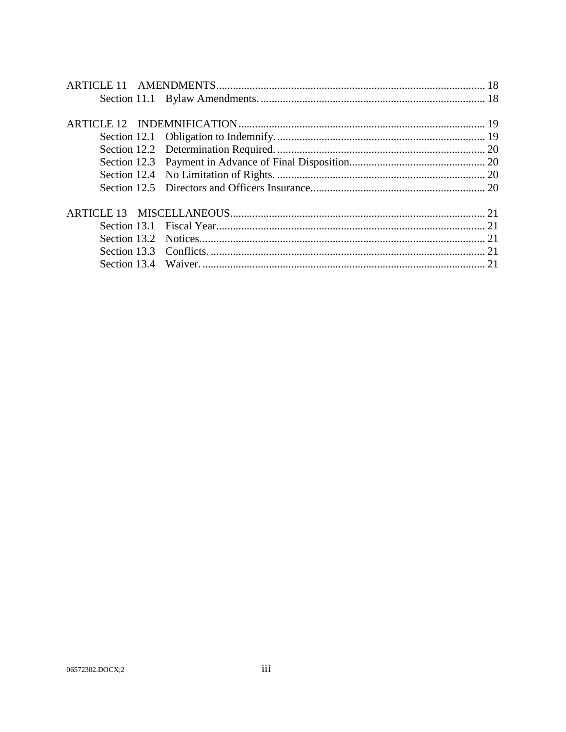ARTICLE 11 AMENDMENTS .......... 18
- Section 11.1 Bylaw Amendments. .......... 18

ARTICLE 12 INDEMNIFICATION .......... 19
- Section 12.1 Obligation to Indemnify. .......... 19
- Section 12.2 Determination Required. .......... 20
- Section 12.3 Payment in Advance of Final Disposition .......... 20
- Section 12.4 No Limitation of Rights. .......... 20
- Section 12.5 Directors and Officers Insurance .......... 20

ARTICLE 13 MISCELLANEOUS .......... 21
- Section 13.1 Fiscal Year .......... 21
- Section 13.2 Notices .......... 21
- Section 13.3 Conflicts. .......... 21
- Section 13.4 Waiver. .......... 21

06572302.DOCX;2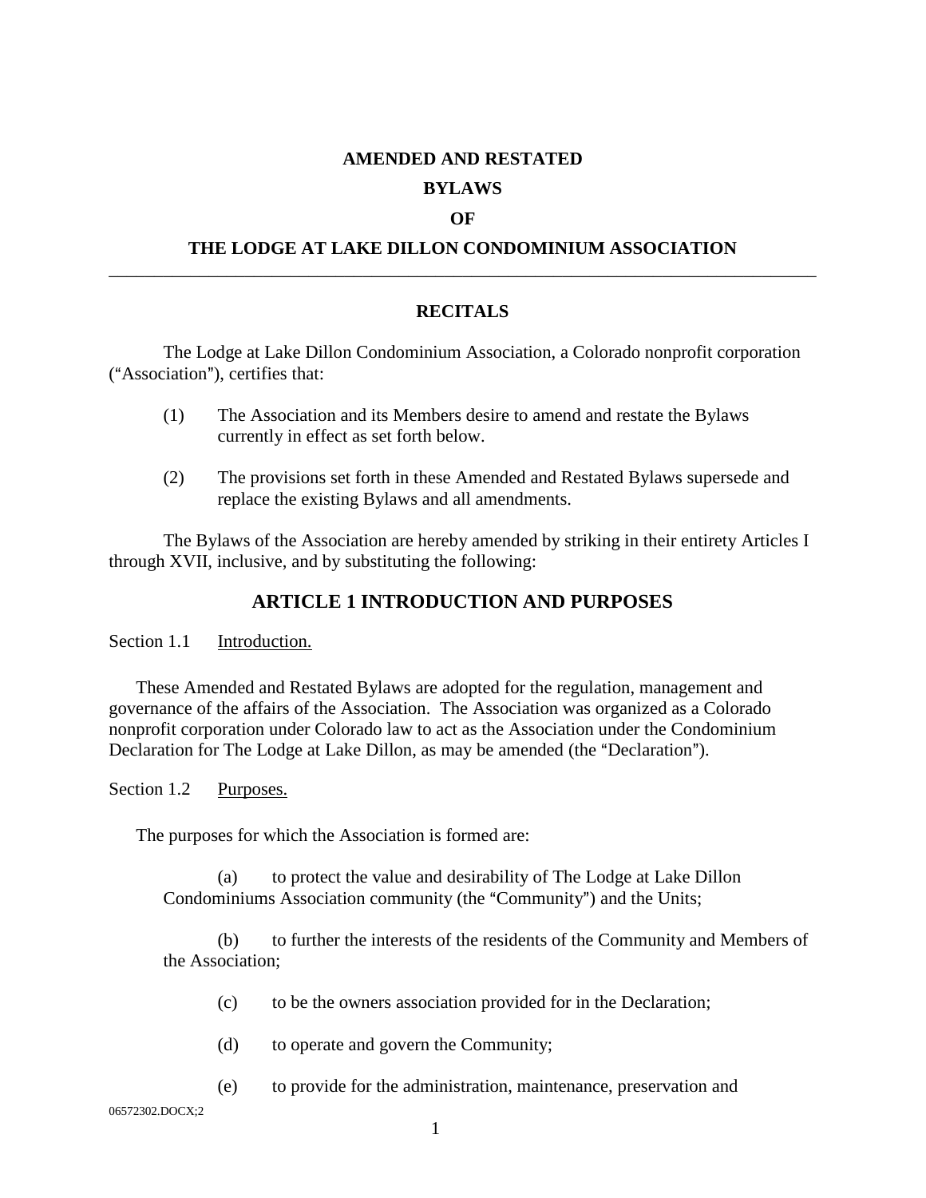# AMENDED AND RESTATED

# BYLAWS

# OF

# THE LODGE AT LAKE DILLON CONDOMINIUM ASSOCIATION

---

## RECITALS

The Lodge at Lake Dillon Condominium Association, a Colorado nonprofit corporation ("Association"), certifies that:

(1) The Association and its Members desire to amend and restate the Bylaws currently in effect as set forth below.

(2) The provisions set forth in these Amended and Restated Bylaws supersede and replace the existing Bylaws and all amendments.

The Bylaws of the Association are hereby amended by striking in their entirety Articles I through XVII, inclusive, and by substituting the following:

## ARTICLE 1 INTRODUCTION AND PURPOSES

Section 1.1 Introduction.

These Amended and Restated Bylaws are adopted for the regulation, management and governance of the affairs of the Association. The Association was organized as a Colorado nonprofit corporation under Colorado law to act as the Association under the Condominium Declaration for The Lodge at Lake Dillon, as may be amended (the "Declaration").

Section 1.2 Purposes.

The purposes for which the Association is formed are:

(a) to protect the value and desirability of The Lodge at Lake Dillon Condominiums Association community (the "Community") and the Units;

(b) to further the interests of the residents of the Community and Members of the Association;

(c) to be the owners association provided for in the Declaration;

(d) to operate and govern the Community;

(e) to provide for the administration, maintenance, preservation and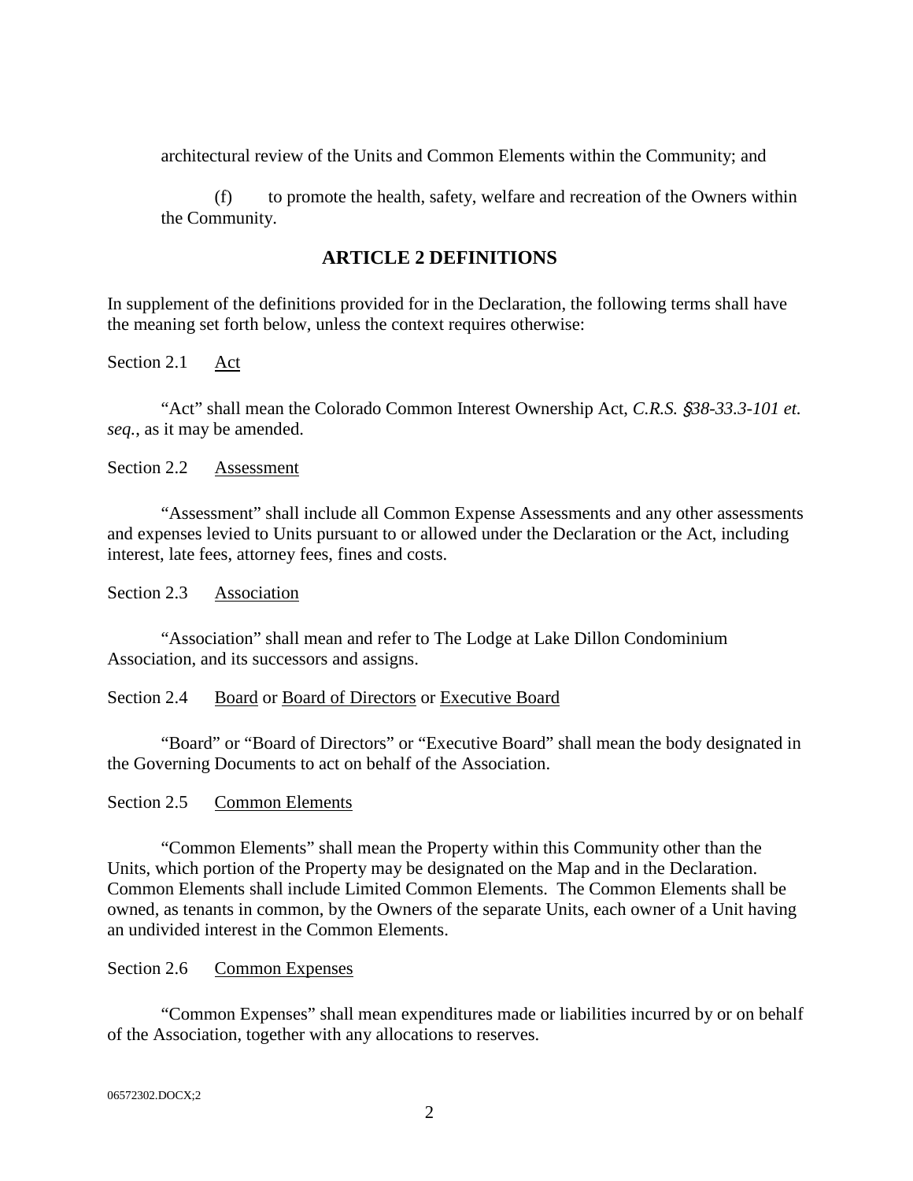architectural review of the Units and Common Elements within the Community; and

(f) to promote the health, safety, welfare and recreation of the Owners within the Community.

## ARTICLE 2 DEFINITIONS

In supplement of the definitions provided for in the Declaration, the following terms shall have the meaning set forth below, unless the context requires otherwise:

Section 2.1 Act

"Act" shall mean the Colorado Common Interest Ownership Act, *C.R.S. §38-33.3-101 et. seq.*, as it may be amended.

Section 2.2 Assessment

"Assessment" shall include all Common Expense Assessments and any other assessments and expenses levied to Units pursuant to or allowed under the Declaration or the Act, including interest, late fees, attorney fees, fines and costs.

Section 2.3 Association

"Association" shall mean and refer to The Lodge at Lake Dillon Condominium Association, and its successors and assigns.

Section 2.4 Board or Board of Directors or Executive Board

"Board" or "Board of Directors" or "Executive Board" shall mean the body designated in the Governing Documents to act on behalf of the Association.

Section 2.5 Common Elements

"Common Elements" shall mean the Property within this Community other than the Units, which portion of the Property may be designated on the Map and in the Declaration. Common Elements shall include Limited Common Elements. The Common Elements shall be owned, as tenants in common, by the Owners of the separate Units, each owner of a Unit having an undivided interest in the Common Elements.

Section 2.6 Common Expenses

"Common Expenses" shall mean expenditures made or liabilities incurred by or on behalf of the Association, together with any allocations to reserves.

06572302.DOCX;2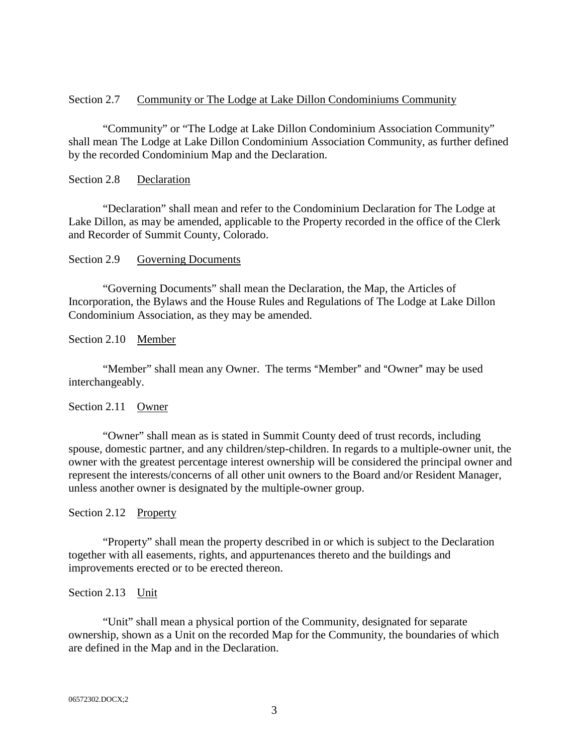Section 2.7 Community or The Lodge at Lake Dillon Condominiums Community

"Community" or "The Lodge at Lake Dillon Condominium Association Community" shall mean The Lodge at Lake Dillon Condominium Association Community, as further defined by the recorded Condominium Map and the Declaration.

Section 2.8 Declaration

"Declaration" shall mean and refer to the Condominium Declaration for The Lodge at Lake Dillon, as may be amended, applicable to the Property recorded in the office of the Clerk and Recorder of Summit County, Colorado.

Section 2.9 Governing Documents

"Governing Documents" shall mean the Declaration, the Map, the Articles of Incorporation, the Bylaws and the House Rules and Regulations of The Lodge at Lake Dillon Condominium Association, as they may be amended.

Section 2.10 Member

"Member" shall mean any Owner. The terms "Member" and "Owner" may be used interchangeably.

Section 2.11 Owner

"Owner" shall mean as is stated in Summit County deed of trust records, including spouse, domestic partner, and any children/step-children. In regards to a multiple-owner unit, the owner with the greatest percentage interest ownership will be considered the principal owner and represent the interests/concerns of all other unit owners to the Board and/or Resident Manager, unless another owner is designated by the multiple-owner group.

Section 2.12 Property

"Property" shall mean the property described in or which is subject to the Declaration together with all easements, rights, and appurtenances thereto and the buildings and improvements erected or to be erected thereon.

Section 2.13 Unit

"Unit" shall mean a physical portion of the Community, designated for separate ownership, shown as a Unit on the recorded Map for the Community, the boundaries of which are defined in the Map and in the Declaration.

06572302.DOCX;2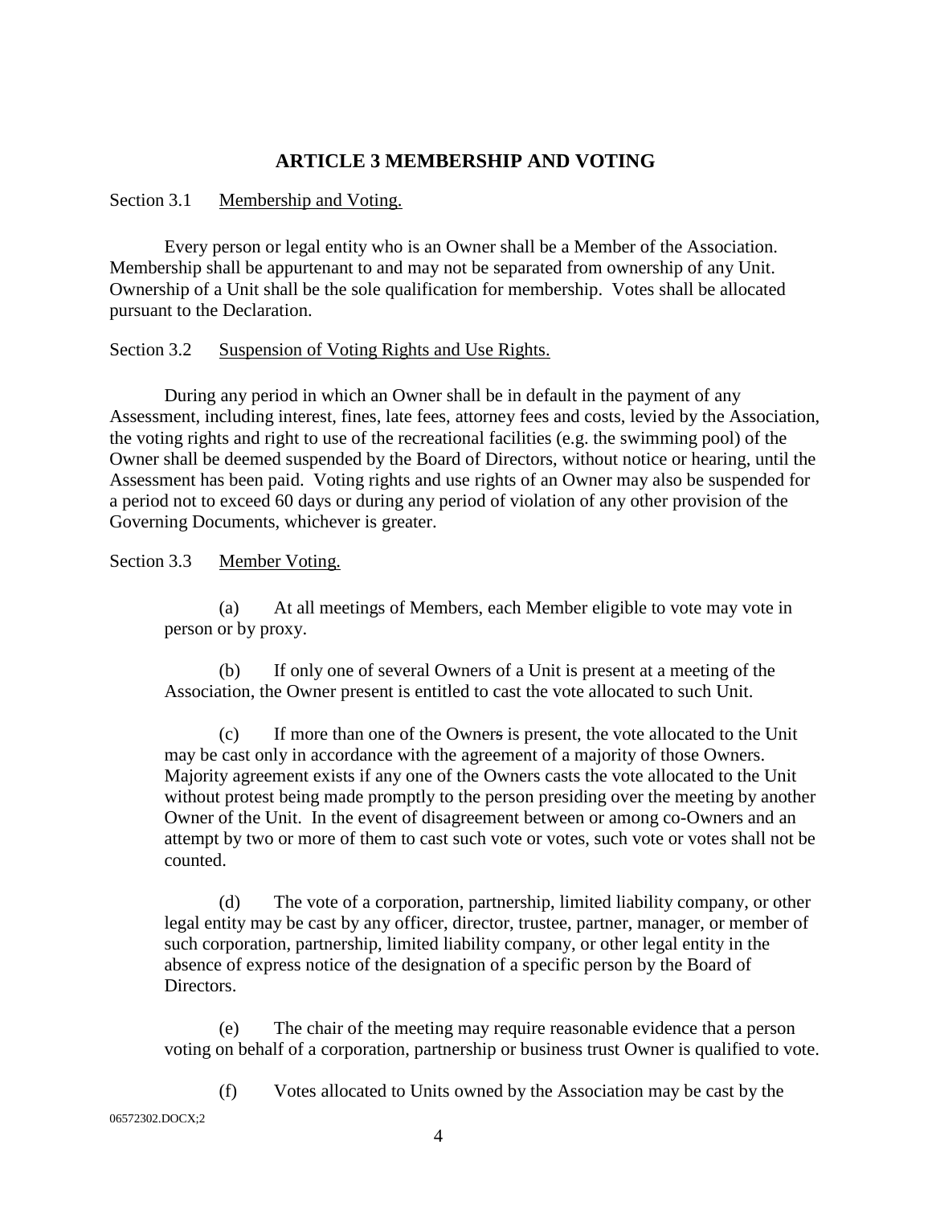## ARTICLE 3 MEMBERSHIP AND VOTING

Section 3.1 Membership and Voting.

Every person or legal entity who is an Owner shall be a Member of the Association. Membership shall be appurtenant to and may not be separated from ownership of any Unit. Ownership of a Unit shall be the sole qualification for membership. Votes shall be allocated pursuant to the Declaration.

Section 3.2 Suspension of Voting Rights and Use Rights.

During any period in which an Owner shall be in default in the payment of any Assessment, including interest, fines, late fees, attorney fees and costs, levied by the Association, the voting rights and right to use of the recreational facilities (e.g. the swimming pool) of the Owner shall be deemed suspended by the Board of Directors, without notice or hearing, until the Assessment has been paid. Voting rights and use rights of an Owner may also be suspended for a period not to exceed 60 days or during any period of violation of any other provision of the Governing Documents, whichever is greater.

Section 3.3 Member Voting.

(a) At all meetings of Members, each Member eligible to vote may vote in person or by proxy.

(b) If only one of several Owners of a Unit is present at a meeting of the Association, the Owner present is entitled to cast the vote allocated to such Unit.

(c) If more than one of the Owners is present, the vote allocated to the Unit may be cast only in accordance with the agreement of a majority of those Owners. Majority agreement exists if any one of the Owners casts the vote allocated to the Unit without protest being made promptly to the person presiding over the meeting by another Owner of the Unit. In the event of disagreement between or among co-Owners and an attempt by two or more of them to cast such vote or votes, such vote or votes shall not be counted.

(d) The vote of a corporation, partnership, limited liability company, or other legal entity may be cast by any officer, director, trustee, partner, manager, or member of such corporation, partnership, limited liability company, or other legal entity in the absence of express notice of the designation of a specific person by the Board of Directors.

(e) The chair of the meeting may require reasonable evidence that a person voting on behalf of a corporation, partnership or business trust Owner is qualified to vote.

(f) Votes allocated to Units owned by the Association may be cast by the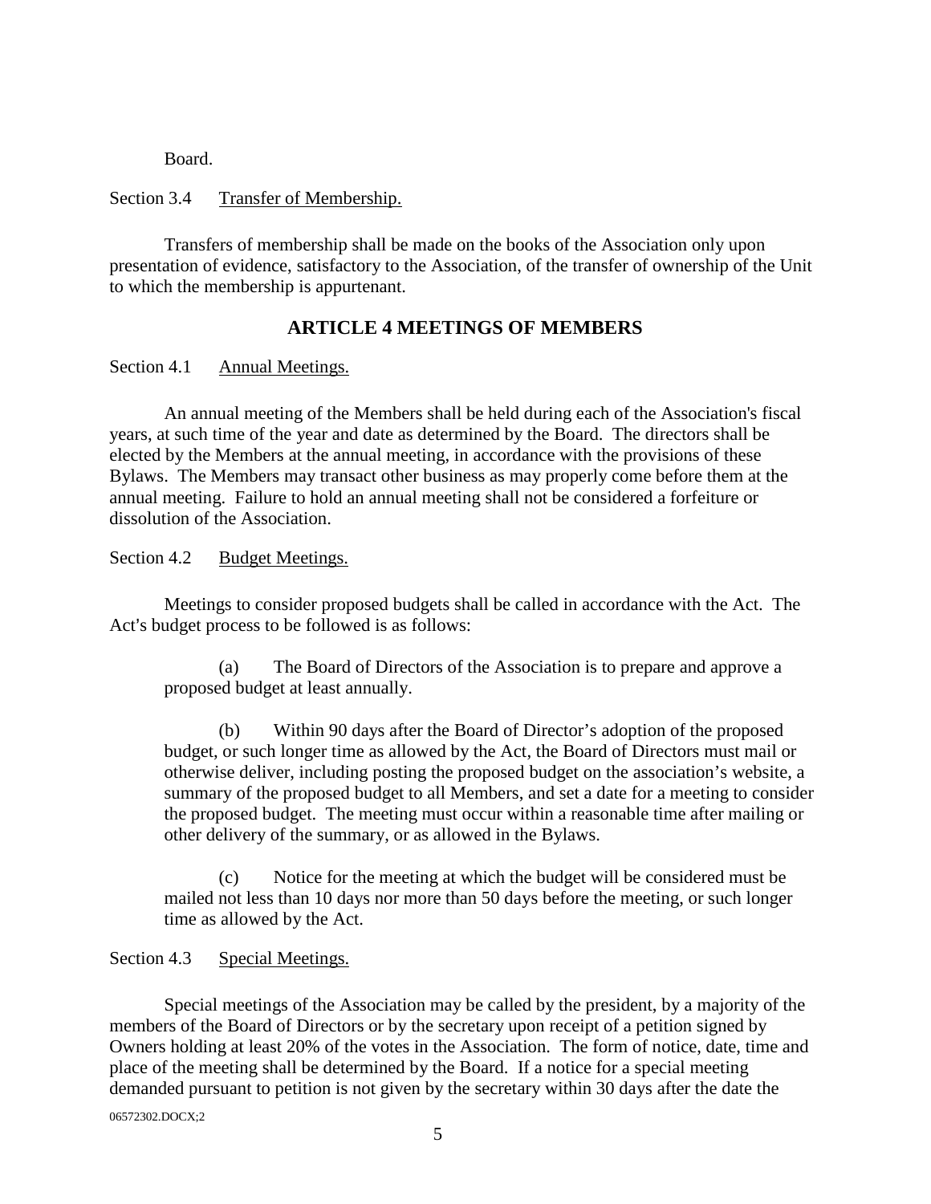Board.

Section 3.4 Transfer of Membership.

Transfers of membership shall be made on the books of the Association only upon presentation of evidence, satisfactory to the Association, of the transfer of ownership of the Unit to which the membership is appurtenant.

## ARTICLE 4 MEETINGS OF MEMBERS

Section 4.1 Annual Meetings.

An annual meeting of the Members shall be held during each of the Association's fiscal years, at such time of the year and date as determined by the Board. The directors shall be elected by the Members at the annual meeting, in accordance with the provisions of these Bylaws. The Members may transact other business as may properly come before them at the annual meeting. Failure to hold an annual meeting shall not be considered a forfeiture or dissolution of the Association.

Section 4.2 Budget Meetings.

Meetings to consider proposed budgets shall be called in accordance with the Act. The Act's budget process to be followed is as follows:

(a) The Board of Directors of the Association is to prepare and approve a proposed budget at least annually.

(b) Within 90 days after the Board of Director's adoption of the proposed budget, or such longer time as allowed by the Act, the Board of Directors must mail or otherwise deliver, including posting the proposed budget on the association's website, a summary of the proposed budget to all Members, and set a date for a meeting to consider the proposed budget. The meeting must occur within a reasonable time after mailing or other delivery of the summary, or as allowed in the Bylaws.

(c) Notice for the meeting at which the budget will be considered must be mailed not less than 10 days nor more than 50 days before the meeting, or such longer time as allowed by the Act.

Section 4.3 Special Meetings.

Special meetings of the Association may be called by the president, by a majority of the members of the Board of Directors or by the secretary upon receipt of a petition signed by Owners holding at least 20% of the votes in the Association. The form of notice, date, time and place of the meeting shall be determined by the Board. If a notice for a special meeting demanded pursuant to petition is not given by the secretary within 30 days after the date the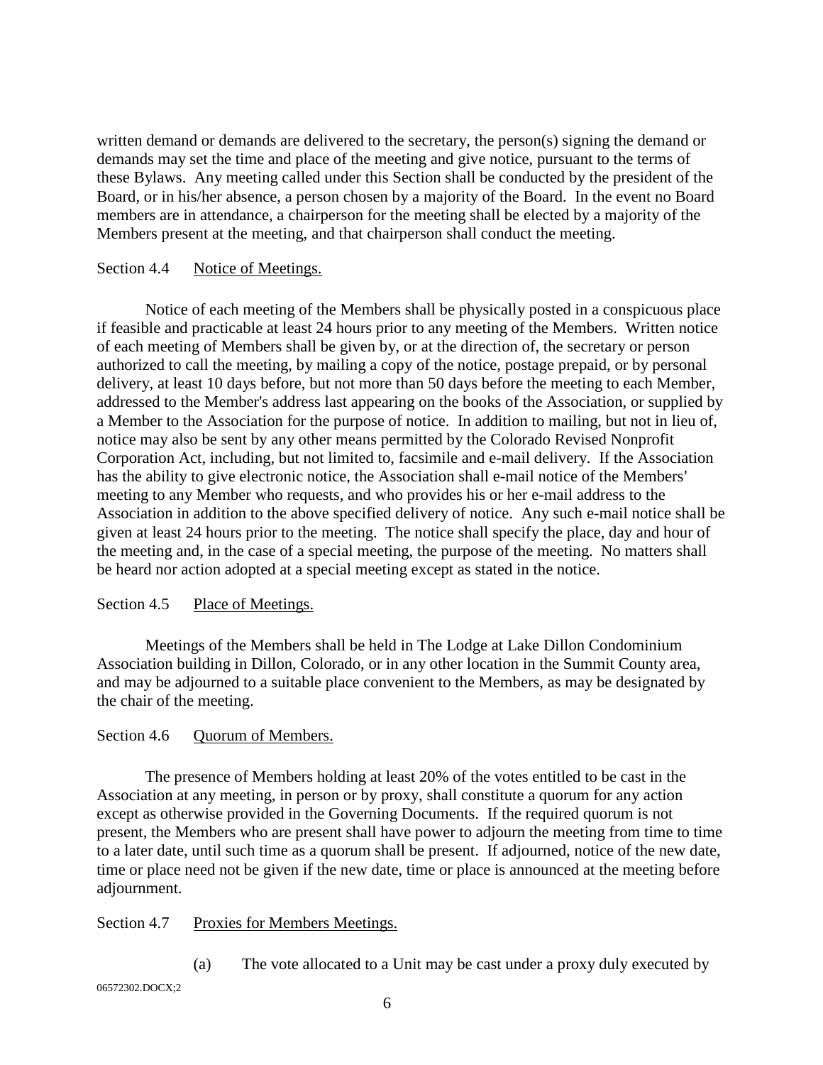written demand or demands are delivered to the secretary, the person(s) signing the demand or demands may set the time and place of the meeting and give notice, pursuant to the terms of these Bylaws. Any meeting called under this Section shall be conducted by the president of the Board, or in his/her absence, a person chosen by a majority of the Board. In the event no Board members are in attendance, a chairperson for the meeting shall be elected by a majority of the Members present at the meeting, and that chairperson shall conduct the meeting.

Section 4.4 Notice of Meetings.

Notice of each meeting of the Members shall be physically posted in a conspicuous place if feasible and practicable at least 24 hours prior to any meeting of the Members. Written notice of each meeting of Members shall be given by, or at the direction of, the secretary or person authorized to call the meeting, by mailing a copy of the notice, postage prepaid, or by personal delivery, at least 10 days before, but not more than 50 days before the meeting to each Member, addressed to the Member's address last appearing on the books of the Association, or supplied by a Member to the Association for the purpose of notice. In addition to mailing, but not in lieu of, notice may also be sent by any other means permitted by the Colorado Revised Nonprofit Corporation Act, including, but not limited to, facsimile and e-mail delivery. If the Association has the ability to give electronic notice, the Association shall e-mail notice of the Members' meeting to any Member who requests, and who provides his or her e-mail address to the Association in addition to the above specified delivery of notice. Any such e-mail notice shall be given at least 24 hours prior to the meeting. The notice shall specify the place, day and hour of the meeting and, in the case of a special meeting, the purpose of the meeting. No matters shall be heard nor action adopted at a special meeting except as stated in the notice.

Section 4.5 Place of Meetings.

Meetings of the Members shall be held in The Lodge at Lake Dillon Condominium Association building in Dillon, Colorado, or in any other location in the Summit County area, and may be adjourned to a suitable place convenient to the Members, as may be designated by the chair of the meeting.

Section 4.6 Quorum of Members.

The presence of Members holding at least 20% of the votes entitled to be cast in the Association at any meeting, in person or by proxy, shall constitute a quorum for any action except as otherwise provided in the Governing Documents. If the required quorum is not present, the Members who are present shall have power to adjourn the meeting from time to time to a later date, until such time as a quorum shall be present. If adjourned, notice of the new date, time or place need not be given if the new date, time or place is announced at the meeting before adjournment.

Section 4.7 Proxies for Members Meetings.

(a) The vote allocated to a Unit may be cast under a proxy duly executed by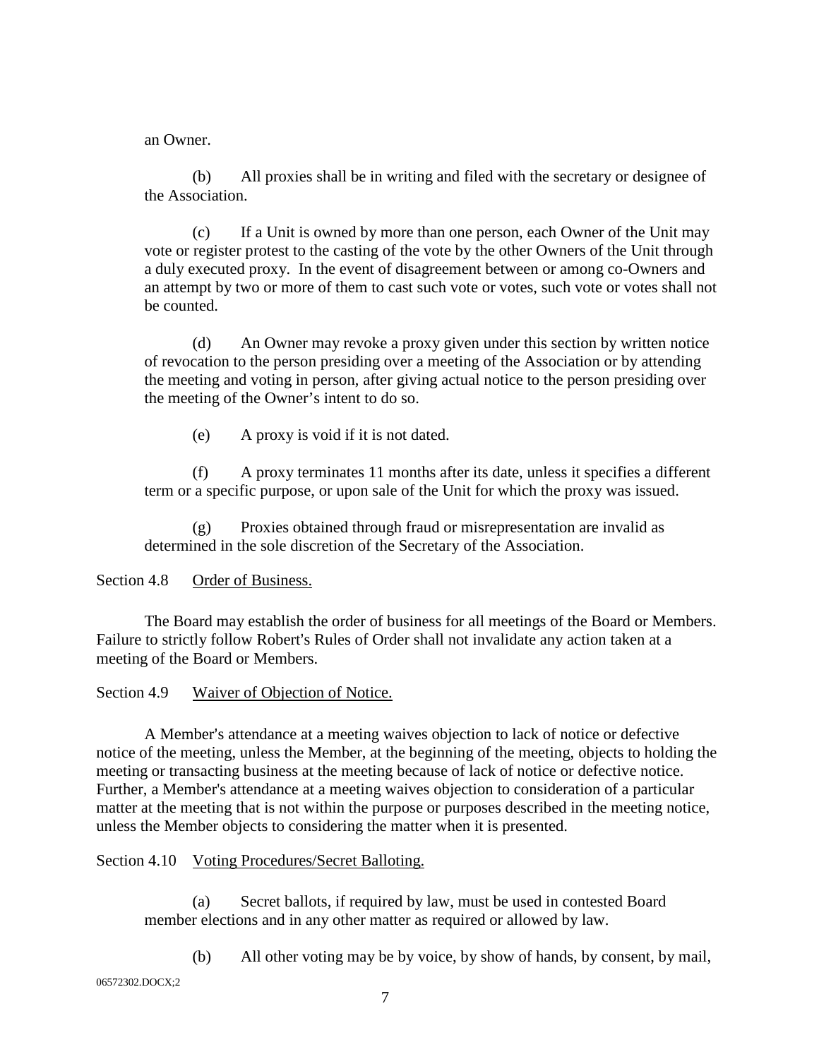an Owner.

(b) All proxies shall be in writing and filed with the secretary or designee of the Association.

(c) If a Unit is owned by more than one person, each Owner of the Unit may vote or register protest to the casting of the vote by the other Owners of the Unit through a duly executed proxy. In the event of disagreement between or among co-Owners and an attempt by two or more of them to cast such vote or votes, such vote or votes shall not be counted.

(d) An Owner may revoke a proxy given under this section by written notice of revocation to the person presiding over a meeting of the Association or by attending the meeting and voting in person, after giving actual notice to the person presiding over the meeting of the Owner's intent to do so.

(e) A proxy is void if it is not dated.

(f) A proxy terminates 11 months after its date, unless it specifies a different term or a specific purpose, or upon sale of the Unit for which the proxy was issued.

(g) Proxies obtained through fraud or misrepresentation are invalid as determined in the sole discretion of the Secretary of the Association.

Section 4.8 Order of Business.

The Board may establish the order of business for all meetings of the Board or Members. Failure to strictly follow Robert's Rules of Order shall not invalidate any action taken at a meeting of the Board or Members.

Section 4.9 Waiver of Objection of Notice.

A Member's attendance at a meeting waives objection to lack of notice or defective notice of the meeting, unless the Member, at the beginning of the meeting, objects to holding the meeting or transacting business at the meeting because of lack of notice or defective notice. Further, a Member's attendance at a meeting waives objection to consideration of a particular matter at the meeting that is not within the purpose or purposes described in the meeting notice, unless the Member objects to considering the matter when it is presented.

Section 4.10 Voting Procedures/Secret Balloting.

(a) Secret ballots, if required by law, must be used in contested Board member elections and in any other matter as required or allowed by law.

(b) All other voting may be by voice, by show of hands, by consent, by mail,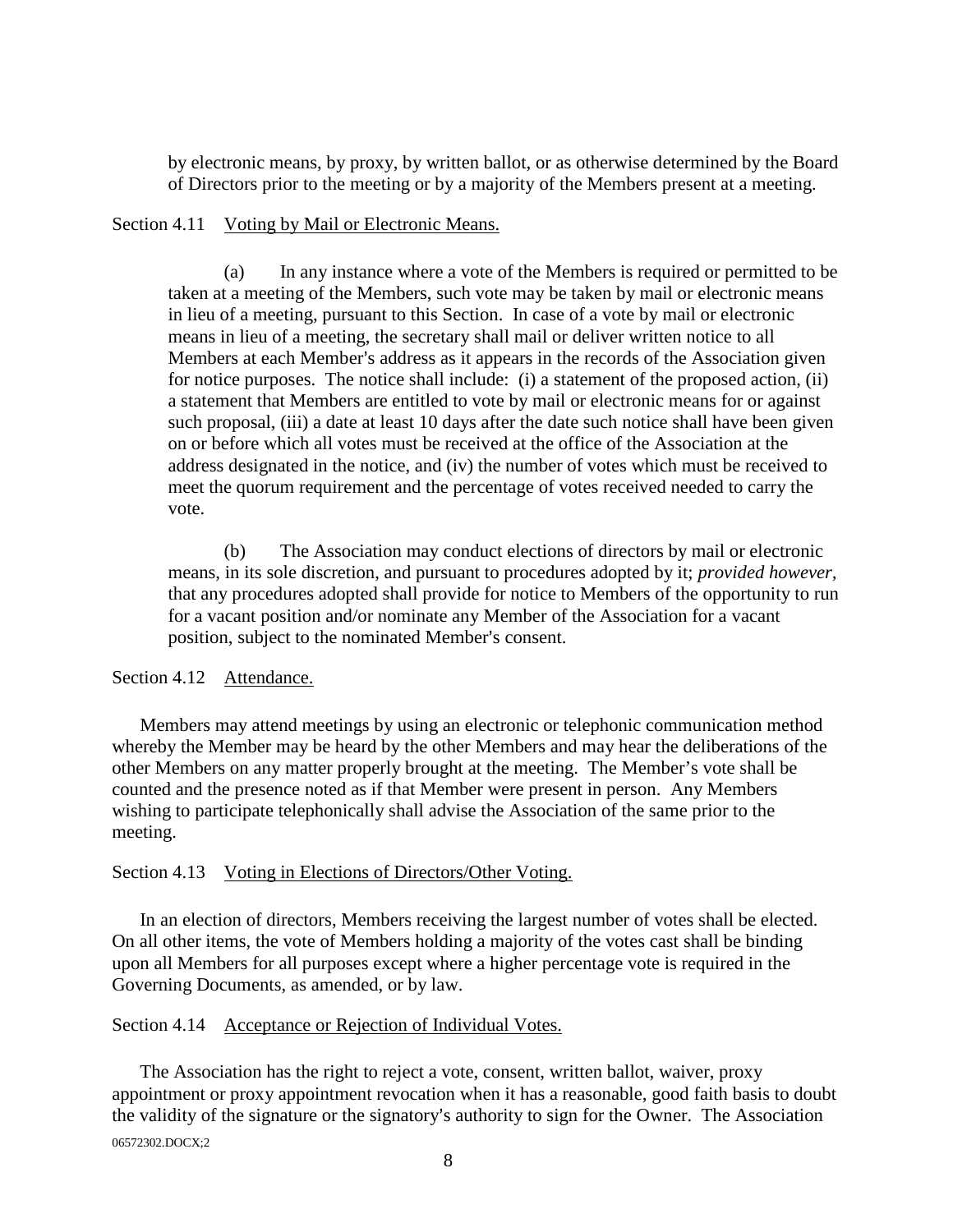by electronic means, by proxy, by written ballot, or as otherwise determined by the Board of Directors prior to the meeting or by a majority of the Members present at a meeting.

Section 4.11 Voting by Mail or Electronic Means.

(a) In any instance where a vote of the Members is required or permitted to be taken at a meeting of the Members, such vote may be taken by mail or electronic means in lieu of a meeting, pursuant to this Section. In case of a vote by mail or electronic means in lieu of a meeting, the secretary shall mail or deliver written notice to all Members at each Member's address as it appears in the records of the Association given for notice purposes. The notice shall include: (i) a statement of the proposed action, (ii) a statement that Members are entitled to vote by mail or electronic means for or against such proposal, (iii) a date at least 10 days after the date such notice shall have been given on or before which all votes must be received at the office of the Association at the address designated in the notice, and (iv) the number of votes which must be received to meet the quorum requirement and the percentage of votes received needed to carry the vote.

(b) The Association may conduct elections of directors by mail or electronic means, in its sole discretion, and pursuant to procedures adopted by it; *provided however,* that any procedures adopted shall provide for notice to Members of the opportunity to run for a vacant position and/or nominate any Member of the Association for a vacant position, subject to the nominated Member's consent.

Section 4.12 Attendance.

Members may attend meetings by using an electronic or telephonic communication method whereby the Member may be heard by the other Members and may hear the deliberations of the other Members on any matter properly brought at the meeting. The Member's vote shall be counted and the presence noted as if that Member were present in person. Any Members wishing to participate telephonically shall advise the Association of the same prior to the meeting.

Section 4.13 Voting in Elections of Directors/Other Voting.

In an election of directors, Members receiving the largest number of votes shall be elected. On all other items, the vote of Members holding a majority of the votes cast shall be binding upon all Members for all purposes except where a higher percentage vote is required in the Governing Documents, as amended, or by law.

Section 4.14 Acceptance or Rejection of Individual Votes.

The Association has the right to reject a vote, consent, written ballot, waiver, proxy appointment or proxy appointment revocation when it has a reasonable, good faith basis to doubt the validity of the signature or the signatory's authority to sign for the Owner. The Association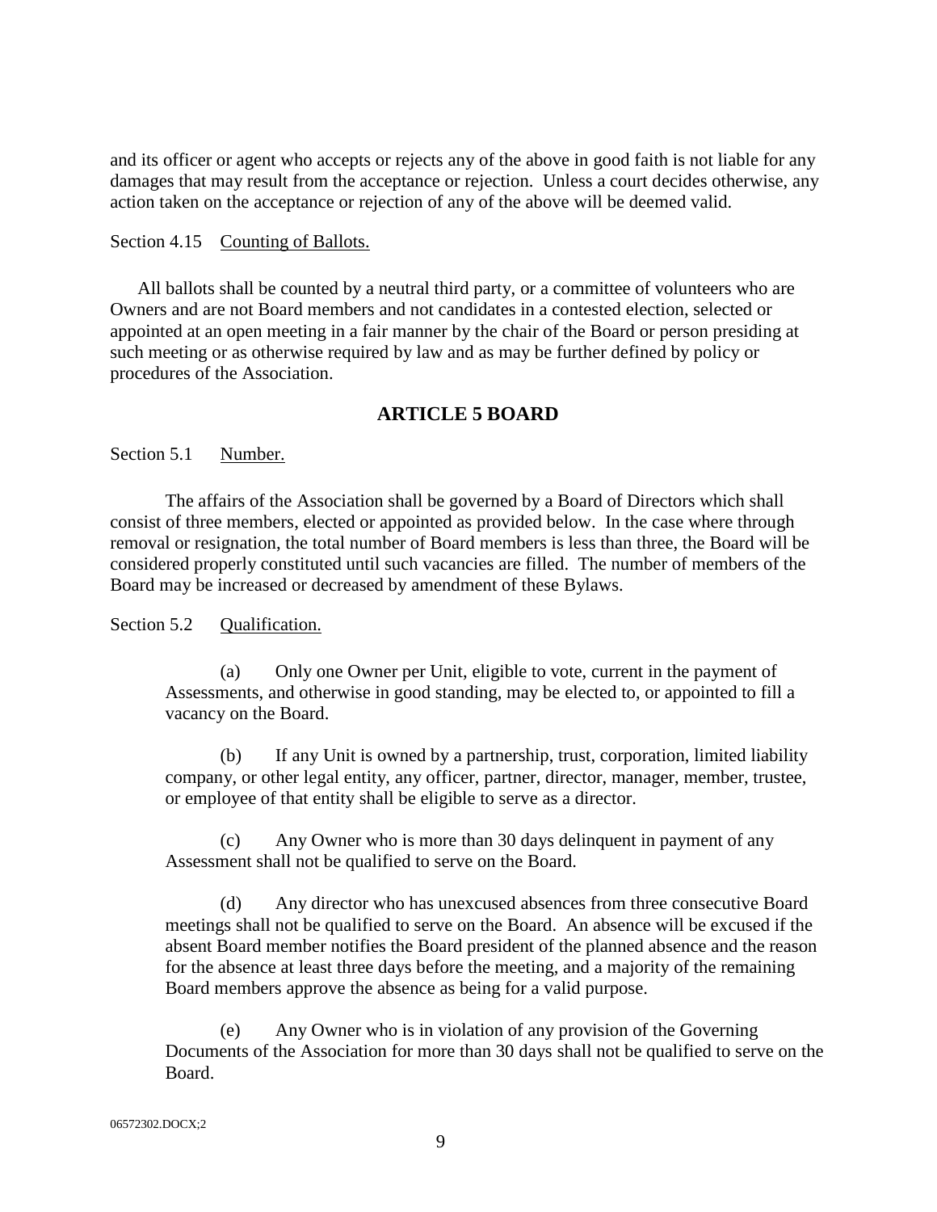and its officer or agent who accepts or rejects any of the above in good faith is not liable for any damages that may result from the acceptance or rejection. Unless a court decides otherwise, any action taken on the acceptance or rejection of any of the above will be deemed valid.

Section 4.15 Counting of Ballots.

All ballots shall be counted by a neutral third party, or a committee of volunteers who are Owners and are not Board members and not candidates in a contested election, selected or appointed at an open meeting in a fair manner by the chair of the Board or person presiding at such meeting or as otherwise required by law and as may be further defined by policy or procedures of the Association.

## ARTICLE 5 BOARD

Section 5.1 Number.

The affairs of the Association shall be governed by a Board of Directors which shall consist of three members, elected or appointed as provided below. In the case where through removal or resignation, the total number of Board members is less than three, the Board will be considered properly constituted until such vacancies are filled. The number of members of the Board may be increased or decreased by amendment of these Bylaws.

Section 5.2 Qualification.

(a) Only one Owner per Unit, eligible to vote, current in the payment of Assessments, and otherwise in good standing, may be elected to, or appointed to fill a vacancy on the Board.

(b) If any Unit is owned by a partnership, trust, corporation, limited liability company, or other legal entity, any officer, partner, director, manager, member, trustee, or employee of that entity shall be eligible to serve as a director.

(c) Any Owner who is more than 30 days delinquent in payment of any Assessment shall not be qualified to serve on the Board.

(d) Any director who has unexcused absences from three consecutive Board meetings shall not be qualified to serve on the Board. An absence will be excused if the absent Board member notifies the Board president of the planned absence and the reason for the absence at least three days before the meeting, and a majority of the remaining Board members approve the absence as being for a valid purpose.

(e) Any Owner who is in violation of any provision of the Governing Documents of the Association for more than 30 days shall not be qualified to serve on the Board.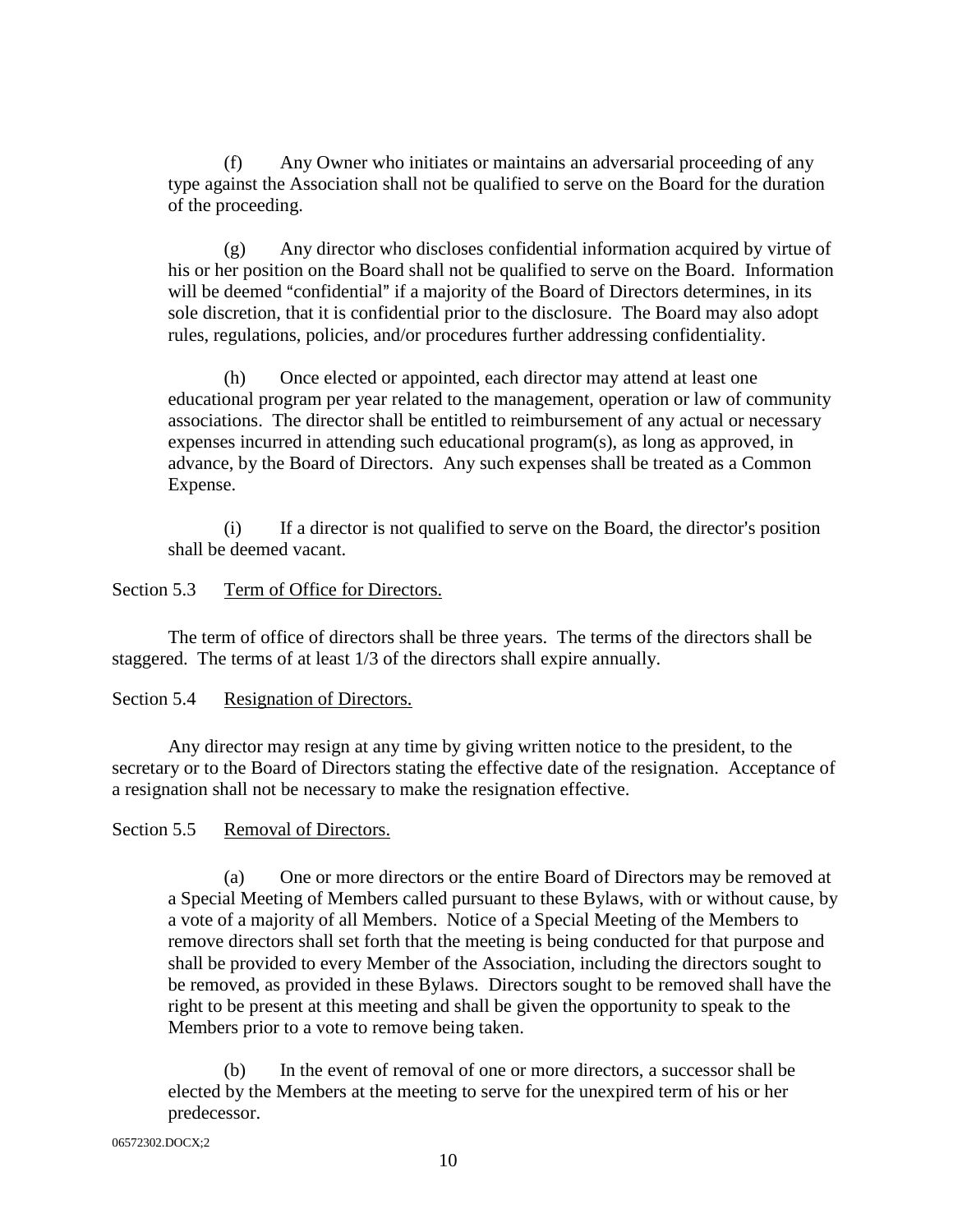(f) Any Owner who initiates or maintains an adversarial proceeding of any type against the Association shall not be qualified to serve on the Board for the duration of the proceeding.

(g) Any director who discloses confidential information acquired by virtue of his or her position on the Board shall not be qualified to serve on the Board. Information will be deemed "confidential" if a majority of the Board of Directors determines, in its sole discretion, that it is confidential prior to the disclosure. The Board may also adopt rules, regulations, policies, and/or procedures further addressing confidentiality.

(h) Once elected or appointed, each director may attend at least one educational program per year related to the management, operation or law of community associations. The director shall be entitled to reimbursement of any actual or necessary expenses incurred in attending such educational program(s), as long as approved, in advance, by the Board of Directors. Any such expenses shall be treated as a Common Expense.

(i) If a director is not qualified to serve on the Board, the director's position shall be deemed vacant.

Section 5.3 Term of Office for Directors.

The term of office of directors shall be three years. The terms of the directors shall be staggered. The terms of at least 1/3 of the directors shall expire annually.

Section 5.4 Resignation of Directors.

Any director may resign at any time by giving written notice to the president, to the secretary or to the Board of Directors stating the effective date of the resignation. Acceptance of a resignation shall not be necessary to make the resignation effective.

Section 5.5 Removal of Directors.

(a) One or more directors or the entire Board of Directors may be removed at a Special Meeting of Members called pursuant to these Bylaws, with or without cause, by a vote of a majority of all Members. Notice of a Special Meeting of the Members to remove directors shall set forth that the meeting is being conducted for that purpose and shall be provided to every Member of the Association, including the directors sought to be removed, as provided in these Bylaws. Directors sought to be removed shall have the right to be present at this meeting and shall be given the opportunity to speak to the Members prior to a vote to remove being taken.

(b) In the event of removal of one or more directors, a successor shall be elected by the Members at the meeting to serve for the unexpired term of his or her predecessor.

06572302.DOCX;2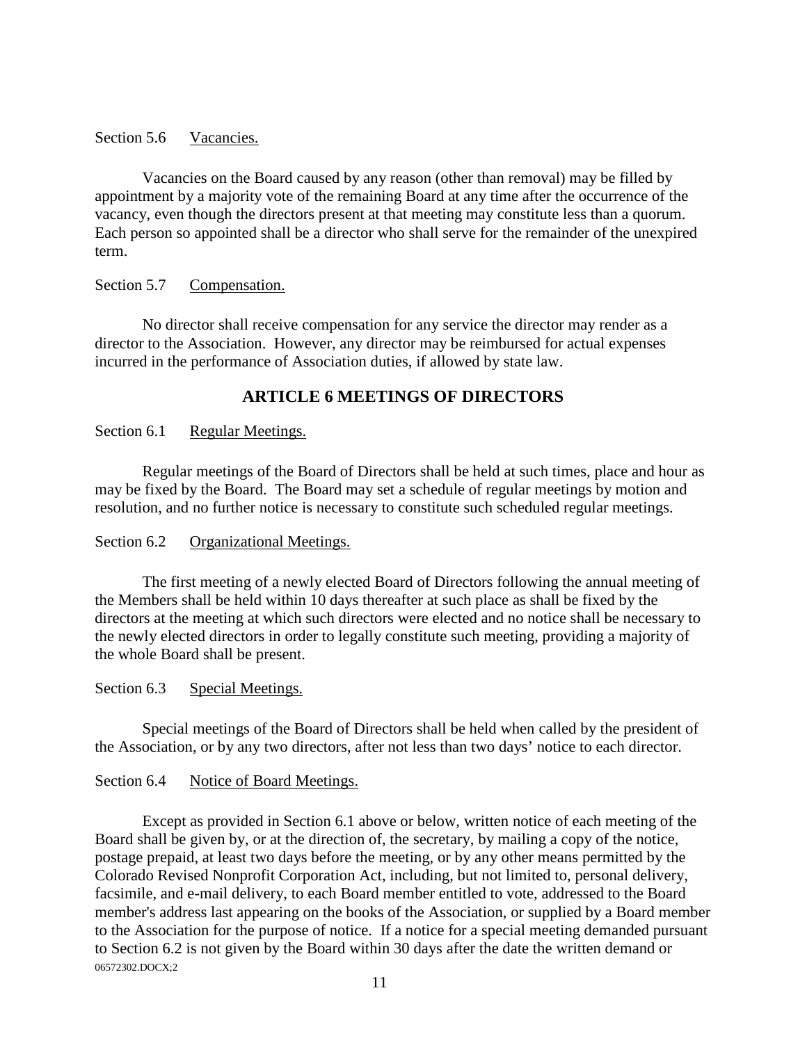Section 5.6 Vacancies.

Vacancies on the Board caused by any reason (other than removal) may be filled by appointment by a majority vote of the remaining Board at any time after the occurrence of the vacancy, even though the directors present at that meeting may constitute less than a quorum. Each person so appointed shall be a director who shall serve for the remainder of the unexpired term.

Section 5.7 Compensation.

No director shall receive compensation for any service the director may render as a director to the Association. However, any director may be reimbursed for actual expenses incurred in the performance of Association duties, if allowed by state law.

## ARTICLE 6 MEETINGS OF DIRECTORS

Section 6.1 Regular Meetings.

Regular meetings of the Board of Directors shall be held at such times, place and hour as may be fixed by the Board. The Board may set a schedule of regular meetings by motion and resolution, and no further notice is necessary to constitute such scheduled regular meetings.

Section 6.2 Organizational Meetings.

The first meeting of a newly elected Board of Directors following the annual meeting of the Members shall be held within 10 days thereafter at such place as shall be fixed by the directors at the meeting at which such directors were elected and no notice shall be necessary to the newly elected directors in order to legally constitute such meeting, providing a majority of the whole Board shall be present.

Section 6.3 Special Meetings.

Special meetings of the Board of Directors shall be held when called by the president of the Association, or by any two directors, after not less than two days' notice to each director.

Section 6.4 Notice of Board Meetings.

Except as provided in Section 6.1 above or below, written notice of each meeting of the Board shall be given by, or at the direction of, the secretary, by mailing a copy of the notice, postage prepaid, at least two days before the meeting, or by any other means permitted by the Colorado Revised Nonprofit Corporation Act, including, but not limited to, personal delivery, facsimile, and e-mail delivery, to each Board member entitled to vote, addressed to the Board member's address last appearing on the books of the Association, or supplied by a Board member to the Association for the purpose of notice. If a notice for a special meeting demanded pursuant to Section 6.2 is not given by the Board within 30 days after the date the written demand or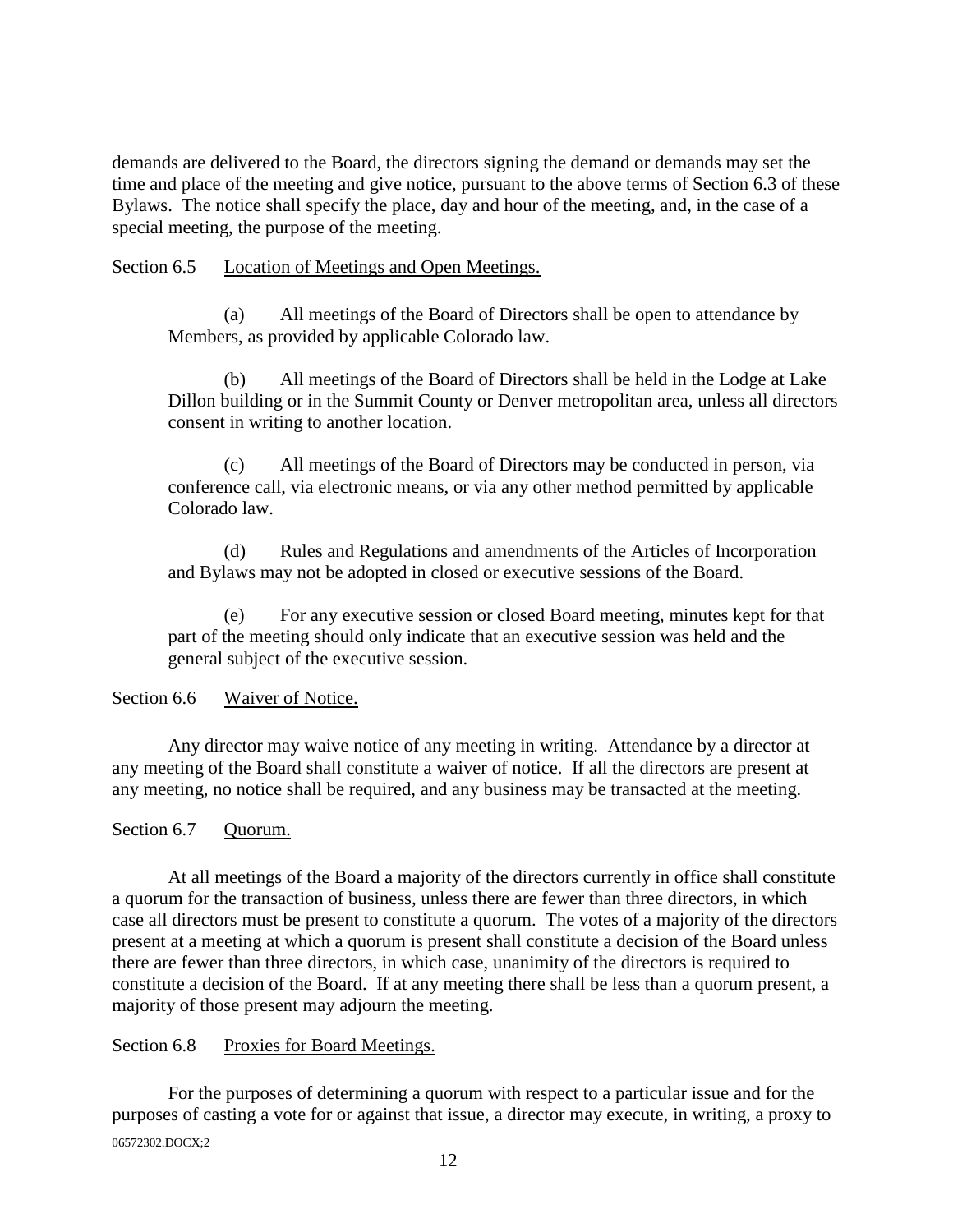demands are delivered to the Board, the directors signing the demand or demands may set the time and place of the meeting and give notice, pursuant to the above terms of Section 6.3 of these Bylaws. The notice shall specify the place, day and hour of the meeting, and, in the case of a special meeting, the purpose of the meeting.

Section 6.5 Location of Meetings and Open Meetings.

(a) All meetings of the Board of Directors shall be open to attendance by Members, as provided by applicable Colorado law.

(b) All meetings of the Board of Directors shall be held in the Lodge at Lake Dillon building or in the Summit County or Denver metropolitan area, unless all directors consent in writing to another location.

(c) All meetings of the Board of Directors may be conducted in person, via conference call, via electronic means, or via any other method permitted by applicable Colorado law.

(d) Rules and Regulations and amendments of the Articles of Incorporation and Bylaws may not be adopted in closed or executive sessions of the Board.

(e) For any executive session or closed Board meeting, minutes kept for that part of the meeting should only indicate that an executive session was held and the general subject of the executive session.

Section 6.6 Waiver of Notice.

Any director may waive notice of any meeting in writing. Attendance by a director at any meeting of the Board shall constitute a waiver of notice. If all the directors are present at any meeting, no notice shall be required, and any business may be transacted at the meeting.

Section 6.7 Quorum.

At all meetings of the Board a majority of the directors currently in office shall constitute a quorum for the transaction of business, unless there are fewer than three directors, in which case all directors must be present to constitute a quorum. The votes of a majority of the directors present at a meeting at which a quorum is present shall constitute a decision of the Board unless there are fewer than three directors, in which case, unanimity of the directors is required to constitute a decision of the Board. If at any meeting there shall be less than a quorum present, a majority of those present may adjourn the meeting.

Section 6.8 Proxies for Board Meetings.

For the purposes of determining a quorum with respect to a particular issue and for the purposes of casting a vote for or against that issue, a director may execute, in writing, a proxy to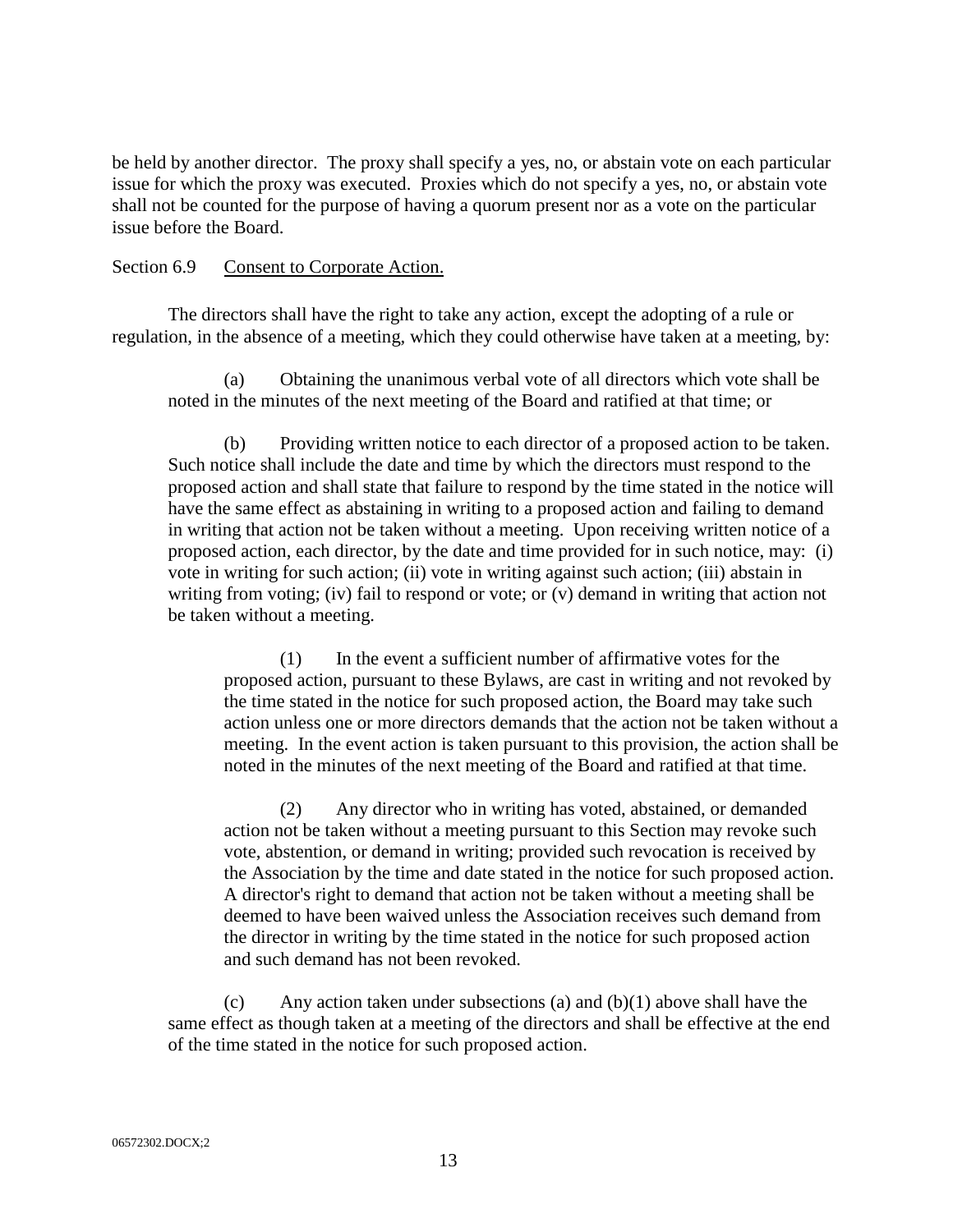be held by another director. The proxy shall specify a yes, no, or abstain vote on each particular issue for which the proxy was executed. Proxies which do not specify a yes, no, or abstain vote shall not be counted for the purpose of having a quorum present nor as a vote on the particular issue before the Board.

Section 6.9 Consent to Corporate Action.

The directors shall have the right to take any action, except the adopting of a rule or regulation, in the absence of a meeting, which they could otherwise have taken at a meeting, by:

(a) Obtaining the unanimous verbal vote of all directors which vote shall be noted in the minutes of the next meeting of the Board and ratified at that time; or

(b) Providing written notice to each director of a proposed action to be taken. Such notice shall include the date and time by which the directors must respond to the proposed action and shall state that failure to respond by the time stated in the notice will have the same effect as abstaining in writing to a proposed action and failing to demand in writing that action not be taken without a meeting. Upon receiving written notice of a proposed action, each director, by the date and time provided for in such notice, may: (i) vote in writing for such action; (ii) vote in writing against such action; (iii) abstain in writing from voting; (iv) fail to respond or vote; or (v) demand in writing that action not be taken without a meeting.

(1) In the event a sufficient number of affirmative votes for the proposed action, pursuant to these Bylaws, are cast in writing and not revoked by the time stated in the notice for such proposed action, the Board may take such action unless one or more directors demands that the action not be taken without a meeting. In the event action is taken pursuant to this provision, the action shall be noted in the minutes of the next meeting of the Board and ratified at that time.

(2) Any director who in writing has voted, abstained, or demanded action not be taken without a meeting pursuant to this Section may revoke such vote, abstention, or demand in writing; provided such revocation is received by the Association by the time and date stated in the notice for such proposed action. A director's right to demand that action not be taken without a meeting shall be deemed to have been waived unless the Association receives such demand from the director in writing by the time stated in the notice for such proposed action and such demand has not been revoked.

(c) Any action taken under subsections (a) and (b)(1) above shall have the same effect as though taken at a meeting of the directors and shall be effective at the end of the time stated in the notice for such proposed action.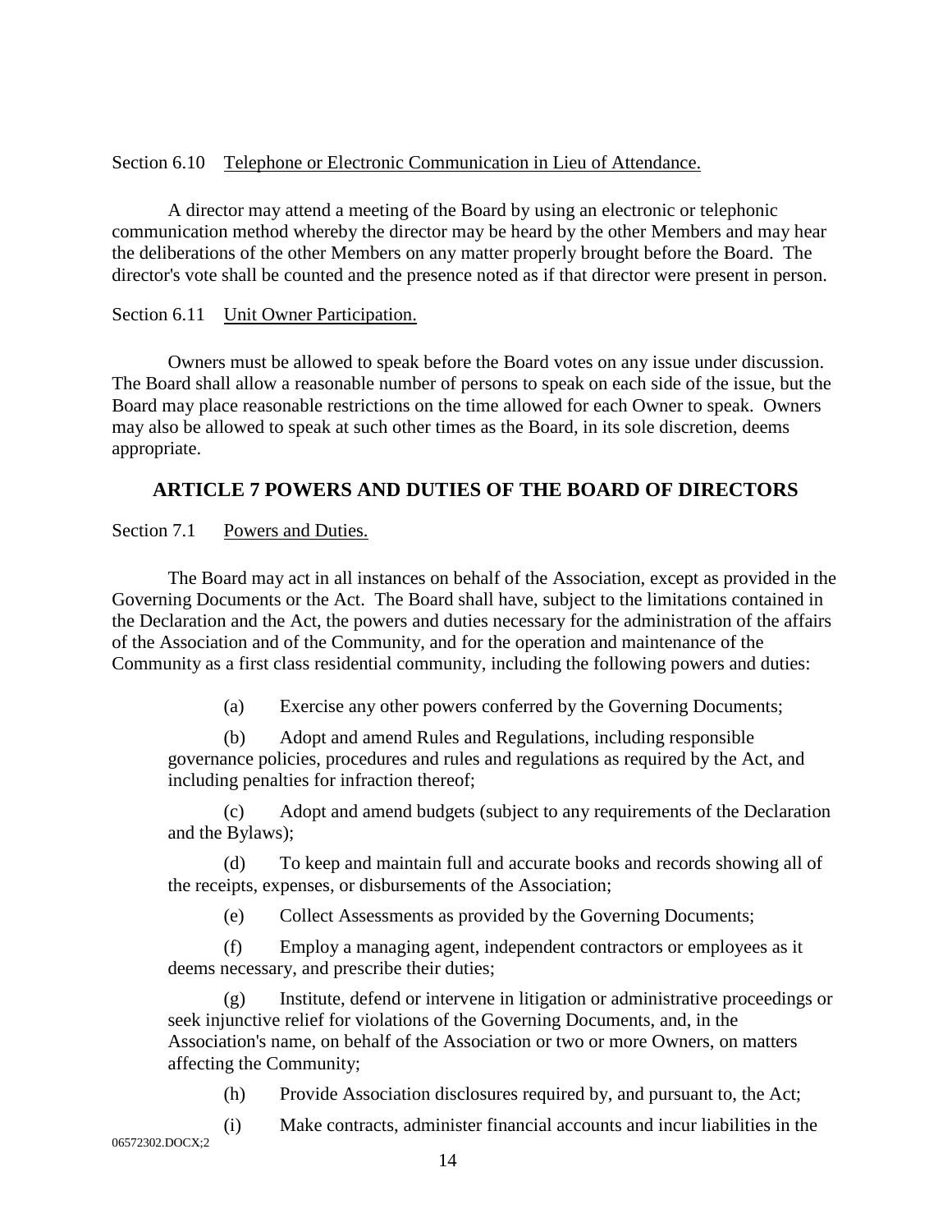Section 6.10 Telephone or Electronic Communication in Lieu of Attendance.

A director may attend a meeting of the Board by using an electronic or telephonic communication method whereby the director may be heard by the other Members and may hear the deliberations of the other Members on any matter properly brought before the Board. The director's vote shall be counted and the presence noted as if that director were present in person.

Section 6.11 Unit Owner Participation.

Owners must be allowed to speak before the Board votes on any issue under discussion. The Board shall allow a reasonable number of persons to speak on each side of the issue, but the Board may place reasonable restrictions on the time allowed for each Owner to speak. Owners may also be allowed to speak at such other times as the Board, in its sole discretion, deems appropriate.

## ARTICLE 7 POWERS AND DUTIES OF THE BOARD OF DIRECTORS

Section 7.1 Powers and Duties.

The Board may act in all instances on behalf of the Association, except as provided in the Governing Documents or the Act. The Board shall have, subject to the limitations contained in the Declaration and the Act, the powers and duties necessary for the administration of the affairs of the Association and of the Community, and for the operation and maintenance of the Community as a first class residential community, including the following powers and duties:

(a) Exercise any other powers conferred by the Governing Documents;

(b) Adopt and amend Rules and Regulations, including responsible governance policies, procedures and rules and regulations as required by the Act, and including penalties for infraction thereof;

(c) Adopt and amend budgets (subject to any requirements of the Declaration and the Bylaws);

(d) To keep and maintain full and accurate books and records showing all of the receipts, expenses, or disbursements of the Association;

(e) Collect Assessments as provided by the Governing Documents;

(f) Employ a managing agent, independent contractors or employees as it deems necessary, and prescribe their duties;

(g) Institute, defend or intervene in litigation or administrative proceedings or seek injunctive relief for violations of the Governing Documents, and, in the Association's name, on behalf of the Association or two or more Owners, on matters affecting the Community;

(h) Provide Association disclosures required by, and pursuant to, the Act;

(i) Make contracts, administer financial accounts and incur liabilities in the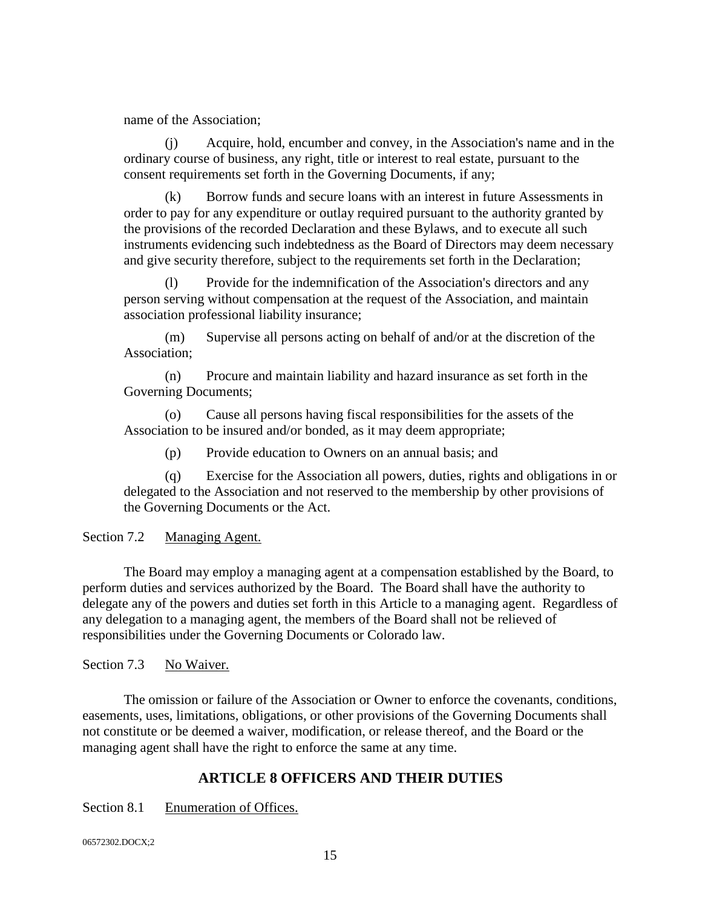name of the Association;

(j) Acquire, hold, encumber and convey, in the Association's name and in the ordinary course of business, any right, title or interest to real estate, pursuant to the consent requirements set forth in the Governing Documents, if any;

(k) Borrow funds and secure loans with an interest in future Assessments in order to pay for any expenditure or outlay required pursuant to the authority granted by the provisions of the recorded Declaration and these Bylaws, and to execute all such instruments evidencing such indebtedness as the Board of Directors may deem necessary and give security therefore, subject to the requirements set forth in the Declaration;

(l) Provide for the indemnification of the Association's directors and any person serving without compensation at the request of the Association, and maintain association professional liability insurance;

(m) Supervise all persons acting on behalf of and/or at the discretion of the Association;

(n) Procure and maintain liability and hazard insurance as set forth in the Governing Documents;

(o) Cause all persons having fiscal responsibilities for the assets of the Association to be insured and/or bonded, as it may deem appropriate;

(p) Provide education to Owners on an annual basis; and

(q) Exercise for the Association all powers, duties, rights and obligations in or delegated to the Association and not reserved to the membership by other provisions of the Governing Documents or the Act.

Section 7.2 Managing Agent.

The Board may employ a managing agent at a compensation established by the Board, to perform duties and services authorized by the Board. The Board shall have the authority to delegate any of the powers and duties set forth in this Article to a managing agent. Regardless of any delegation to a managing agent, the members of the Board shall not be relieved of responsibilities under the Governing Documents or Colorado law.

Section 7.3 No Waiver.

The omission or failure of the Association or Owner to enforce the covenants, conditions, easements, uses, limitations, obligations, or other provisions of the Governing Documents shall not constitute or be deemed a waiver, modification, or release thereof, and the Board or the managing agent shall have the right to enforce the same at any time.

## ARTICLE 8 OFFICERS AND THEIR DUTIES

Section 8.1 Enumeration of Offices.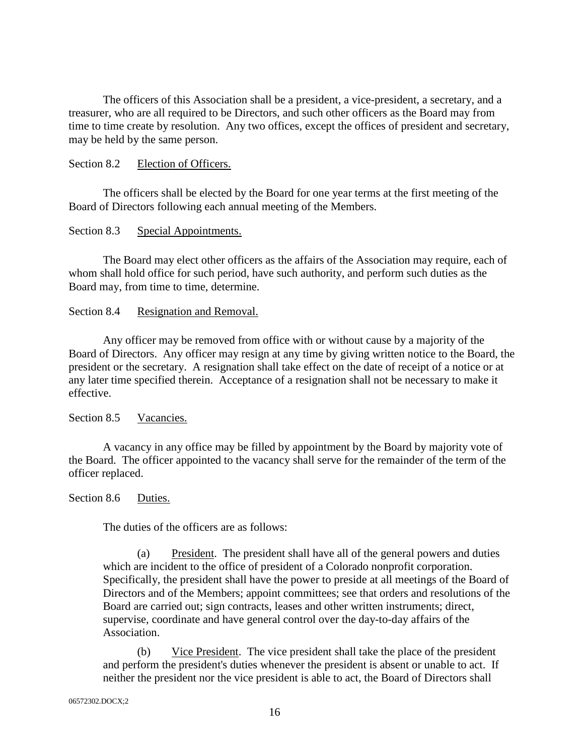The officers of this Association shall be a president, a vice-president, a secretary, and a treasurer, who are all required to be Directors, and such other officers as the Board may from time to time create by resolution. Any two offices, except the offices of president and secretary, may be held by the same person.

Section 8.2 Election of Officers.

The officers shall be elected by the Board for one year terms at the first meeting of the Board of Directors following each annual meeting of the Members.

Section 8.3 Special Appointments.

The Board may elect other officers as the affairs of the Association may require, each of whom shall hold office for such period, have such authority, and perform such duties as the Board may, from time to time, determine.

Section 8.4 Resignation and Removal.

Any officer may be removed from office with or without cause by a majority of the Board of Directors. Any officer may resign at any time by giving written notice to the Board, the president or the secretary. A resignation shall take effect on the date of receipt of a notice or at any later time specified therein. Acceptance of a resignation shall not be necessary to make it effective.

Section 8.5 Vacancies.

A vacancy in any office may be filled by appointment by the Board by majority vote of the Board. The officer appointed to the vacancy shall serve for the remainder of the term of the officer replaced.

Section 8.6 Duties.

The duties of the officers are as follows:

(a) President. The president shall have all of the general powers and duties which are incident to the office of president of a Colorado nonprofit corporation. Specifically, the president shall have the power to preside at all meetings of the Board of Directors and of the Members; appoint committees; see that orders and resolutions of the Board are carried out; sign contracts, leases and other written instruments; direct, supervise, coordinate and have general control over the day-to-day affairs of the Association.

(b) Vice President. The vice president shall take the place of the president and perform the president's duties whenever the president is absent or unable to act. If neither the president nor the vice president is able to act, the Board of Directors shall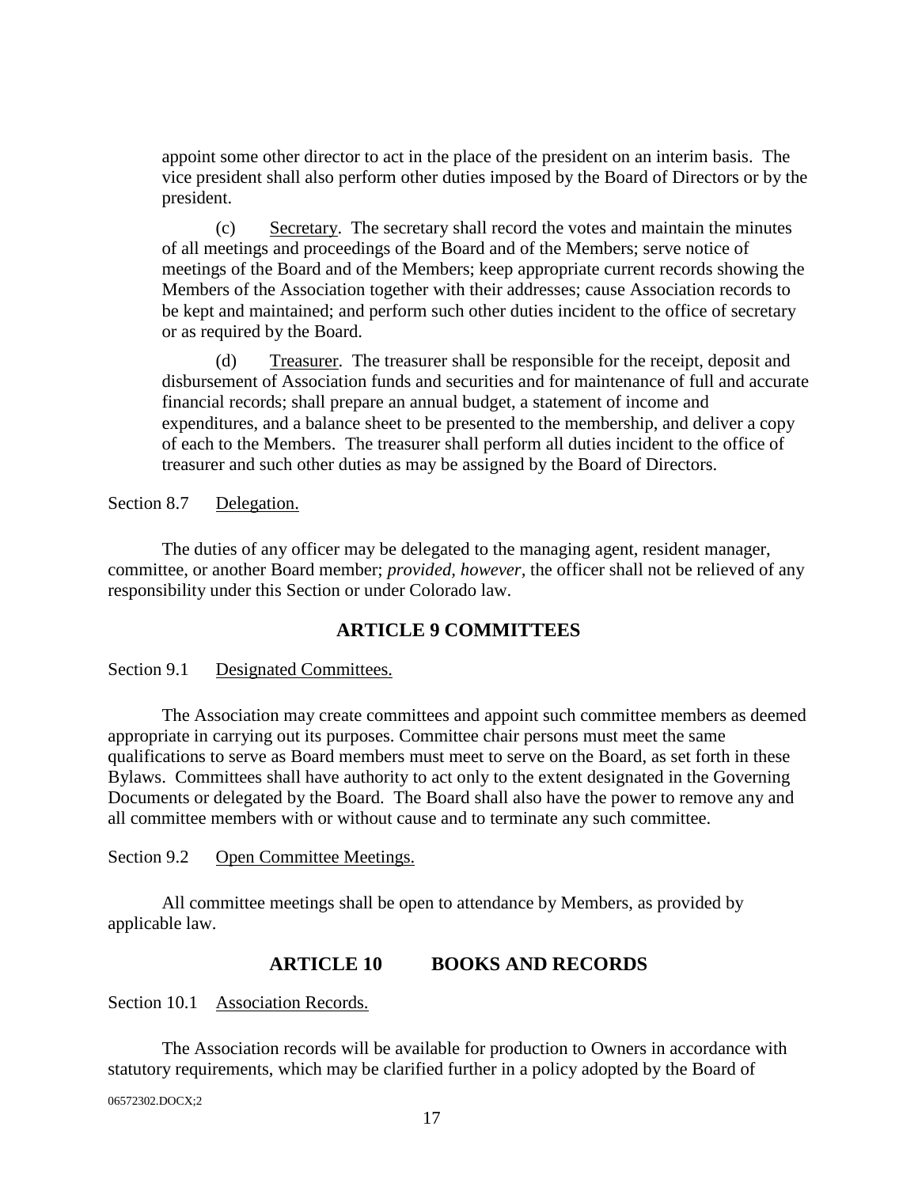appoint some other director to act in the place of the president on an interim basis. The vice president shall also perform other duties imposed by the Board of Directors or by the president.

(c) Secretary. The secretary shall record the votes and maintain the minutes of all meetings and proceedings of the Board and of the Members; serve notice of meetings of the Board and of the Members; keep appropriate current records showing the Members of the Association together with their addresses; cause Association records to be kept and maintained; and perform such other duties incident to the office of secretary or as required by the Board.

(d) Treasurer. The treasurer shall be responsible for the receipt, deposit and disbursement of Association funds and securities and for maintenance of full and accurate financial records; shall prepare an annual budget, a statement of income and expenditures, and a balance sheet to be presented to the membership, and deliver a copy of each to the Members. The treasurer shall perform all duties incident to the office of treasurer and such other duties as may be assigned by the Board of Directors.

Section 8.7 Delegation.

The duties of any officer may be delegated to the managing agent, resident manager, committee, or another Board member; *provided, however*, the officer shall not be relieved of any responsibility under this Section or under Colorado law.

## ARTICLE 9 COMMITTEES

Section 9.1 Designated Committees.

The Association may create committees and appoint such committee members as deemed appropriate in carrying out its purposes. Committee chair persons must meet the same qualifications to serve as Board members must meet to serve on the Board, as set forth in these Bylaws. Committees shall have authority to act only to the extent designated in the Governing Documents or delegated by the Board. The Board shall also have the power to remove any and all committee members with or without cause and to terminate any such committee.

Section 9.2 Open Committee Meetings.

All committee meetings shall be open to attendance by Members, as provided by applicable law.

## ARTICLE 10 BOOKS AND RECORDS

Section 10.1 Association Records.

The Association records will be available for production to Owners in accordance with statutory requirements, which may be clarified further in a policy adopted by the Board of

06572302.DOCX;2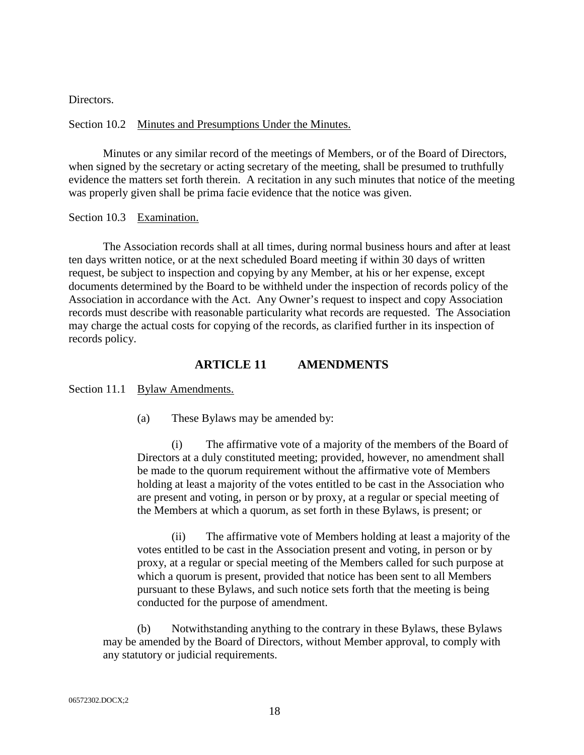Directors.

Section 10.2 Minutes and Presumptions Under the Minutes.

Minutes or any similar record of the meetings of Members, or of the Board of Directors, when signed by the secretary or acting secretary of the meeting, shall be presumed to truthfully evidence the matters set forth therein. A recitation in any such minutes that notice of the meeting was properly given shall be prima facie evidence that the notice was given.

Section 10.3 Examination.

The Association records shall at all times, during normal business hours and after at least ten days written notice, or at the next scheduled Board meeting if within 30 days of written request, be subject to inspection and copying by any Member, at his or her expense, except documents determined by the Board to be withheld under the inspection of records policy of the Association in accordance with the Act. Any Owner's request to inspect and copy Association records must describe with reasonable particularity what records are requested. The Association may charge the actual costs for copying of the records, as clarified further in its inspection of records policy.

## ARTICLE 11 AMENDMENTS

Section 11.1 Bylaw Amendments.

(a) These Bylaws may be amended by:

(i) The affirmative vote of a majority of the members of the Board of Directors at a duly constituted meeting; provided, however, no amendment shall be made to the quorum requirement without the affirmative vote of Members holding at least a majority of the votes entitled to be cast in the Association who are present and voting, in person or by proxy, at a regular or special meeting of the Members at which a quorum, as set forth in these Bylaws, is present; or

(ii) The affirmative vote of Members holding at least a majority of the votes entitled to be cast in the Association present and voting, in person or by proxy, at a regular or special meeting of the Members called for such purpose at which a quorum is present, provided that notice has been sent to all Members pursuant to these Bylaws, and such notice sets forth that the meeting is being conducted for the purpose of amendment.

(b) Notwithstanding anything to the contrary in these Bylaws, these Bylaws may be amended by the Board of Directors, without Member approval, to comply with any statutory or judicial requirements.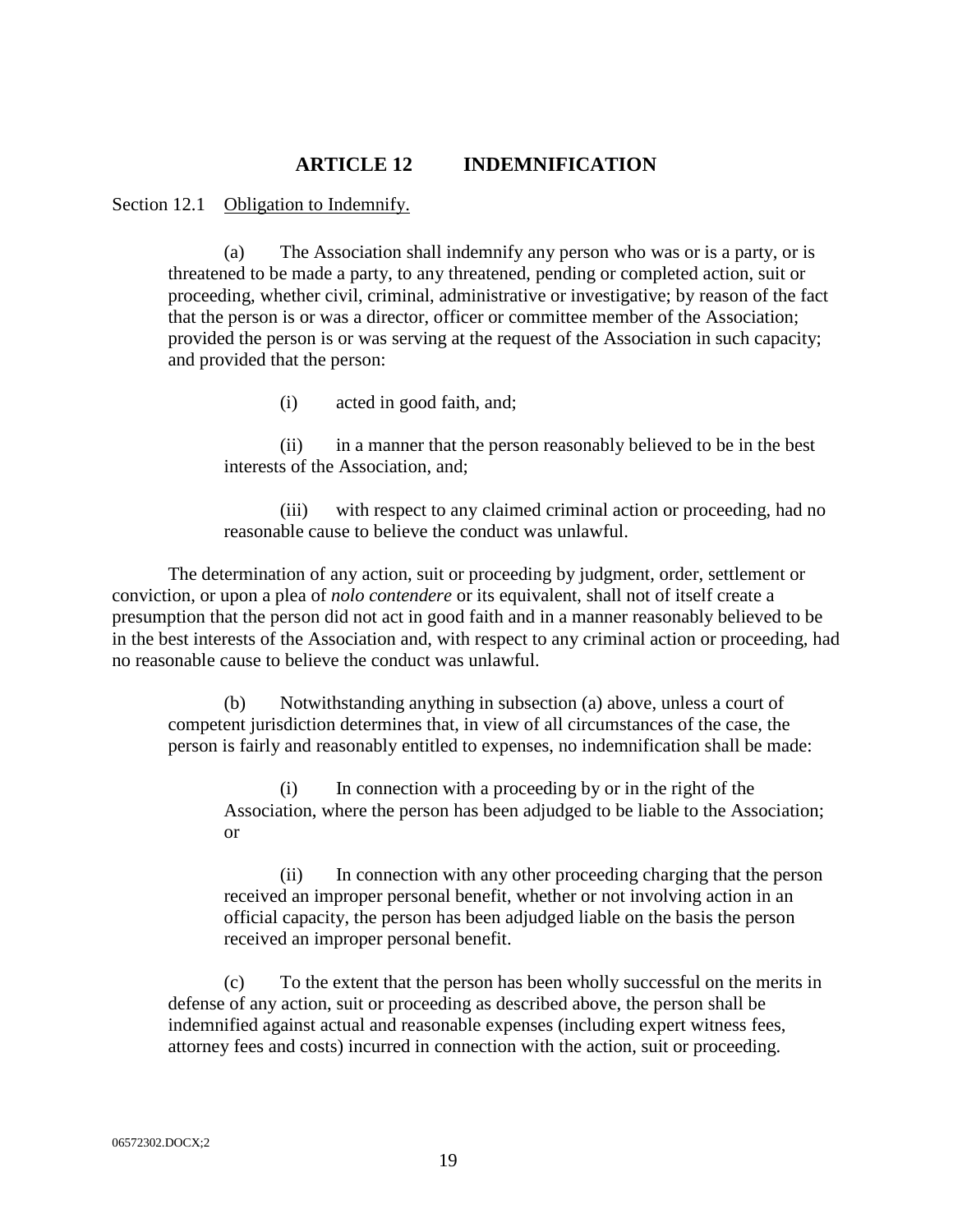## ARTICLE 12 INDEMNIFICATION

Section 12.1 Obligation to Indemnify.

(a) The Association shall indemnify any person who was or is a party, or is threatened to be made a party, to any threatened, pending or completed action, suit or proceeding, whether civil, criminal, administrative or investigative; by reason of the fact that the person is or was a director, officer or committee member of the Association; provided the person is or was serving at the request of the Association in such capacity; and provided that the person:

(i) acted in good faith, and;

(ii) in a manner that the person reasonably believed to be in the best interests of the Association, and;

(iii) with respect to any claimed criminal action or proceeding, had no reasonable cause to believe the conduct was unlawful.

The determination of any action, suit or proceeding by judgment, order, settlement or conviction, or upon a plea of *nolo contendere* or its equivalent, shall not of itself create a presumption that the person did not act in good faith and in a manner reasonably believed to be in the best interests of the Association and, with respect to any criminal action or proceeding, had no reasonable cause to believe the conduct was unlawful.

(b) Notwithstanding anything in subsection (a) above, unless a court of competent jurisdiction determines that, in view of all circumstances of the case, the person is fairly and reasonably entitled to expenses, no indemnification shall be made:

(i) In connection with a proceeding by or in the right of the Association, where the person has been adjudged to be liable to the Association; or

(ii) In connection with any other proceeding charging that the person received an improper personal benefit, whether or not involving action in an official capacity, the person has been adjudged liable on the basis the person received an improper personal benefit.

(c) To the extent that the person has been wholly successful on the merits in defense of any action, suit or proceeding as described above, the person shall be indemnified against actual and reasonable expenses (including expert witness fees, attorney fees and costs) incurred in connection with the action, suit or proceeding.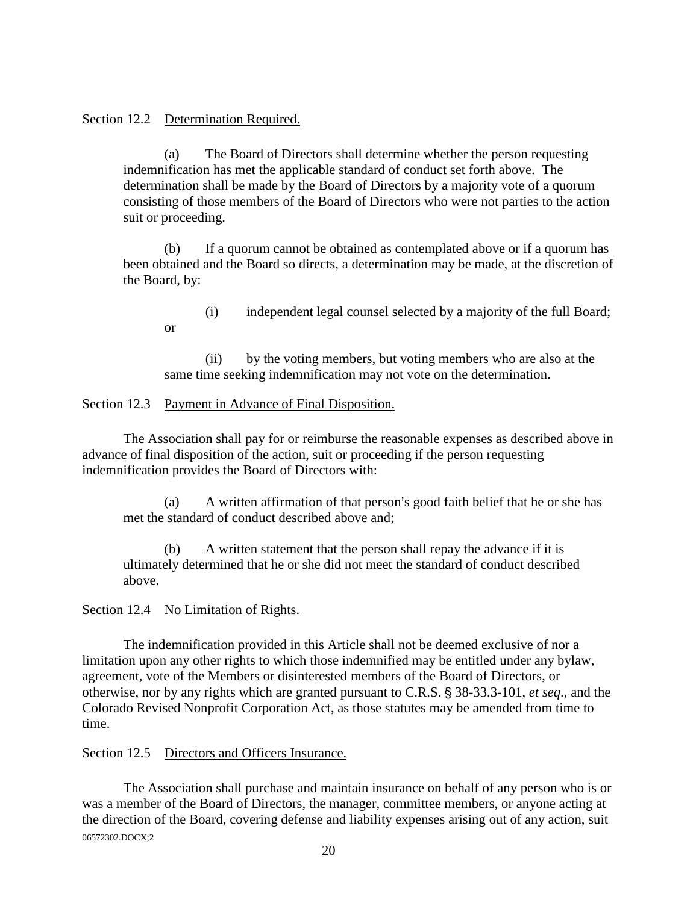Section 12.2 Determination Required.

(a) The Board of Directors shall determine whether the person requesting indemnification has met the applicable standard of conduct set forth above. The determination shall be made by the Board of Directors by a majority vote of a quorum consisting of those members of the Board of Directors who were not parties to the action suit or proceeding.

(b) If a quorum cannot be obtained as contemplated above or if a quorum has been obtained and the Board so directs, a determination may be made, at the discretion of the Board, by:

(i) independent legal counsel selected by a majority of the full Board; or

(ii) by the voting members, but voting members who are also at the same time seeking indemnification may not vote on the determination.

Section 12.3 Payment in Advance of Final Disposition.

The Association shall pay for or reimburse the reasonable expenses as described above in advance of final disposition of the action, suit or proceeding if the person requesting indemnification provides the Board of Directors with:

(a) A written affirmation of that person's good faith belief that he or she has met the standard of conduct described above and;

(b) A written statement that the person shall repay the advance if it is ultimately determined that he or she did not meet the standard of conduct described above.

Section 12.4 No Limitation of Rights.

The indemnification provided in this Article shall not be deemed exclusive of nor a limitation upon any other rights to which those indemnified may be entitled under any bylaw, agreement, vote of the Members or disinterested members of the Board of Directors, or otherwise, nor by any rights which are granted pursuant to C.R.S. § 38-33.3-101, *et seq*., and the Colorado Revised Nonprofit Corporation Act, as those statutes may be amended from time to time.

Section 12.5 Directors and Officers Insurance.

The Association shall purchase and maintain insurance on behalf of any person who is or was a member of the Board of Directors, the manager, committee members, or anyone acting at the direction of the Board, covering defense and liability expenses arising out of any action, suit

06572302.DOCX;2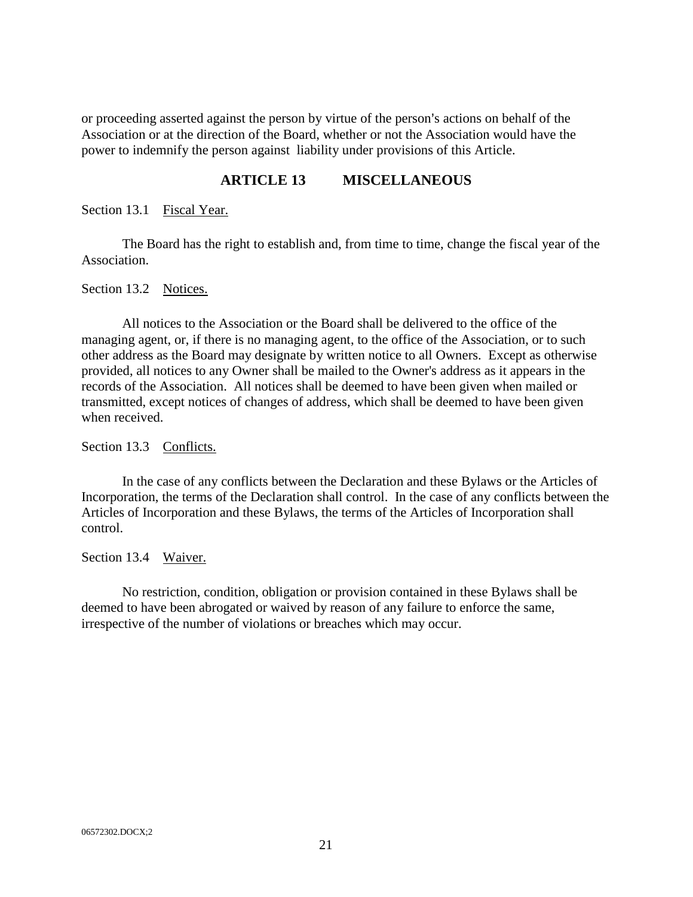or proceeding asserted against the person by virtue of the person's actions on behalf of the Association or at the direction of the Board, whether or not the Association would have the power to indemnify the person against liability under provisions of this Article.

## ARTICLE 13 MISCELLANEOUS

Section 13.1 Fiscal Year.

The Board has the right to establish and, from time to time, change the fiscal year of the Association.

Section 13.2 Notices.

All notices to the Association or the Board shall be delivered to the office of the managing agent, or, if there is no managing agent, to the office of the Association, or to such other address as the Board may designate by written notice to all Owners. Except as otherwise provided, all notices to any Owner shall be mailed to the Owner's address as it appears in the records of the Association. All notices shall be deemed to have been given when mailed or transmitted, except notices of changes of address, which shall be deemed to have been given when received.

Section 13.3 Conflicts.

In the case of any conflicts between the Declaration and these Bylaws or the Articles of Incorporation, the terms of the Declaration shall control. In the case of any conflicts between the Articles of Incorporation and these Bylaws, the terms of the Articles of Incorporation shall control.

Section 13.4 Waiver.

No restriction, condition, obligation or provision contained in these Bylaws shall be deemed to have been abrogated or waived by reason of any failure to enforce the same, irrespective of the number of violations or breaches which may occur.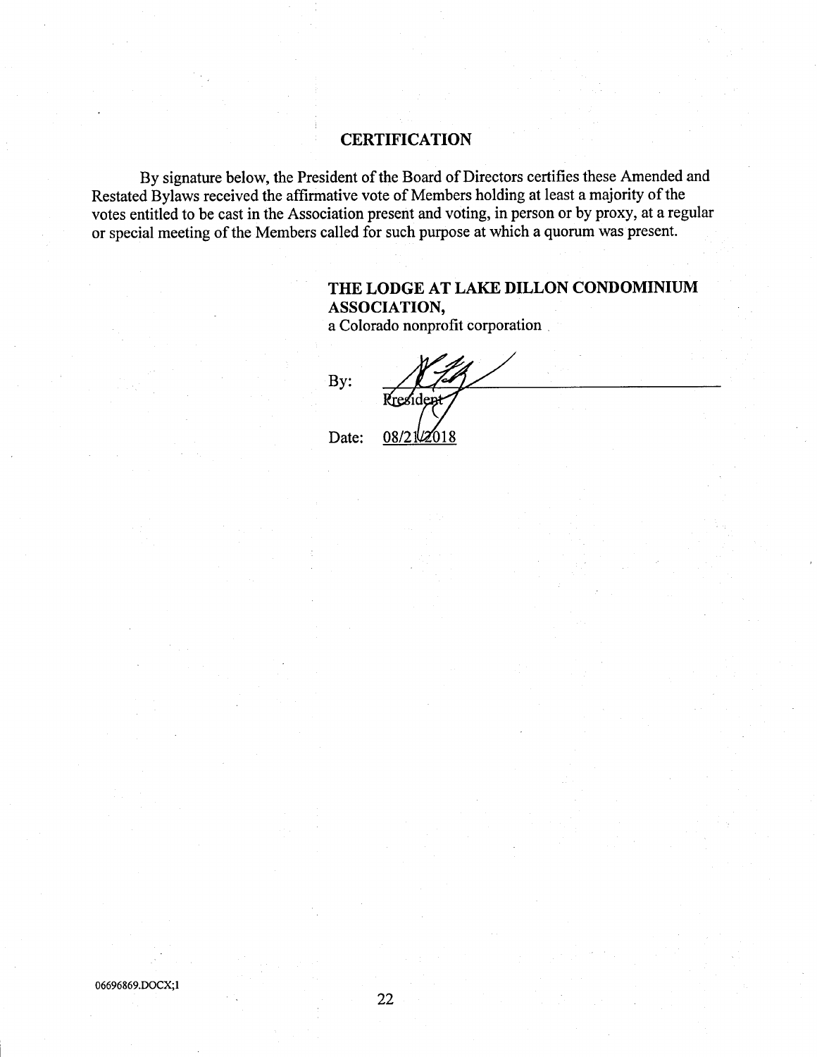## CERTIFICATION

By signature below, the President of the Board of Directors certifies these Amended and Restated Bylaws received the affirmative vote of Members holding at least a majority of the votes entitled to be cast in the Association present and voting, in person or by proxy, at a regular or special meeting of the Members called for such purpose at which a quorum was present.

**THE LODGE AT LAKE DILLON CONDOMINIUM ASSOCIATION,**
a Colorado nonprofit corporation

By: ______________________________
President

Date: 08/21/2018

06696869.DOCX;1